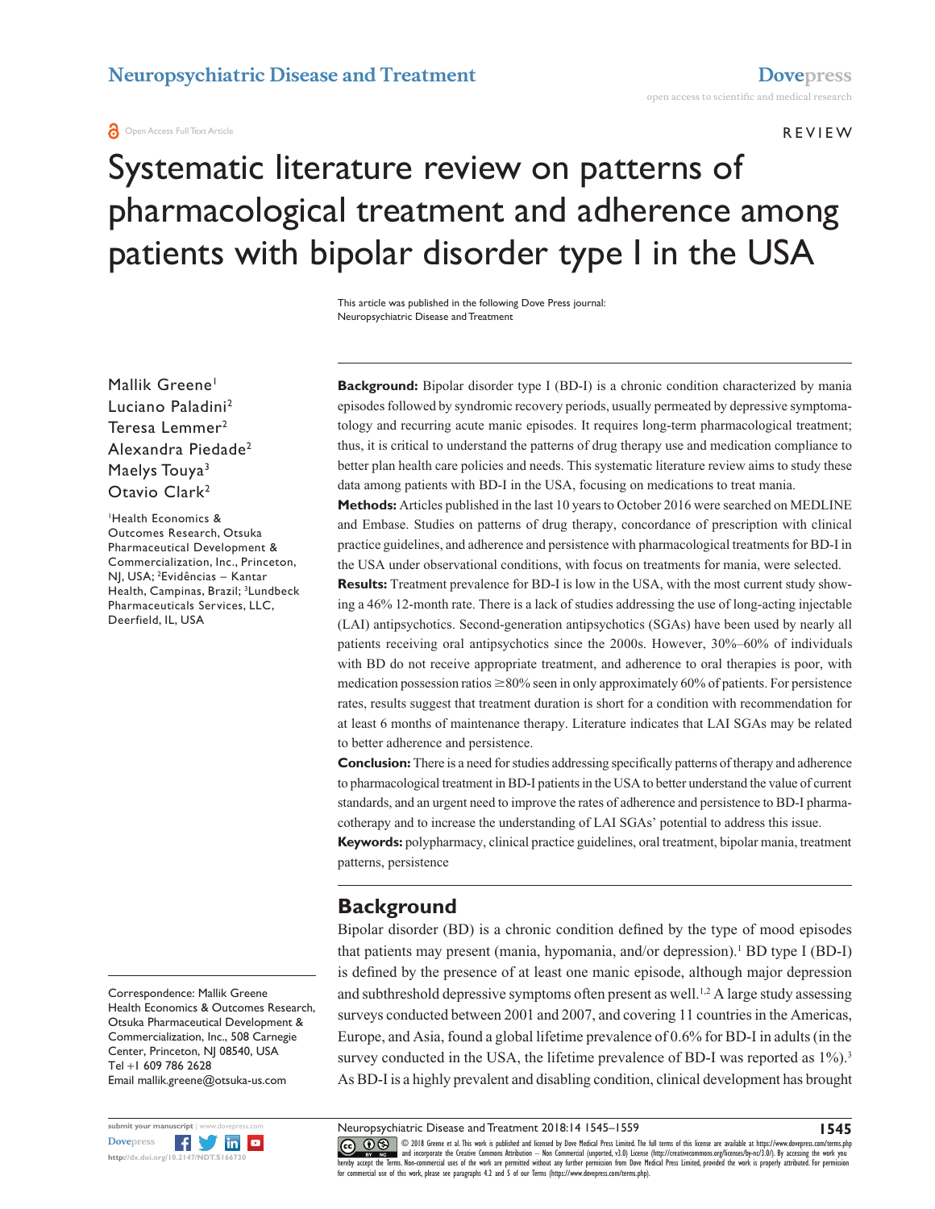REVIEW

# Systematic literature review on patterns of pharmacological treatment and adherence among patients with bipolar disorder type I in the USA

This article was published in the following Dove Press journal:
Neuropsychiatric Disease and Treatment

Mallik Greene[1]
Luciano Paladini[2]
Teresa Lemmer[2]
Alexandra Piedade[2]
Maelys Touya[3]
Otavio Clark[2]

[1]Health Economics & Outcomes Research, Otsuka Pharmaceutical Development & Commercialization, Inc., Princeton, NJ, USA; [2]Evidências – Kantar Health, Campinas, Brazil; [3]Lundbeck Pharmaceuticals Services, LLC, Deerfield, IL, USA

Correspondence: Mallik Greene
Health Economics & Outcomes Research, Otsuka Pharmaceutical Development & Commercialization, Inc., 508 Carnegie Center, Princeton, NJ 08540, USA
Tel +1 609 786 2628
Email mallik.greene@otsuka-us.com

**Background:** Bipolar disorder type I (BD-I) is a chronic condition characterized by mania episodes followed by syndromic recovery periods, usually permeated by depressive symptomatology and recurring acute manic episodes. It requires long-term pharmacological treatment; thus, it is critical to understand the patterns of drug therapy use and medication compliance to better plan health care policies and needs. This systematic literature review aims to study these data among patients with BD-I in the USA, focusing on medications to treat mania.

**Methods:** Articles published in the last 10 years to October 2016 were searched on MEDLINE and Embase. Studies on patterns of drug therapy, concordance of prescription with clinical practice guidelines, and adherence and persistence with pharmacological treatments for BD-I in the USA under observational conditions, with focus on treatments for mania, were selected.

**Results:** Treatment prevalence for BD-I is low in the USA, with the most current study showing a 46% 12-month rate. There is a lack of studies addressing the use of long-acting injectable (LAI) antipsychotics. Second-generation antipsychotics (SGAs) have been used by nearly all patients receiving oral antipsychotics since the 2000s. However, 30%–60% of individuals with BD do not receive appropriate treatment, and adherence to oral therapies is poor, with medication possession ratios ≥80% seen in only approximately 60% of patients. For persistence rates, results suggest that treatment duration is short for a condition with recommendation for at least 6 months of maintenance therapy. Literature indicates that LAI SGAs may be related to better adherence and persistence.

**Conclusion:** There is a need for studies addressing specifically patterns of therapy and adherence to pharmacological treatment in BD-I patients in the USA to better understand the value of current standards, and an urgent need to improve the rates of adherence and persistence to BD-I pharmacotherapy and to increase the understanding of LAI SGAs' potential to address this issue.

**Keywords:** polypharmacy, clinical practice guidelines, oral treatment, bipolar mania, treatment patterns, persistence

## Background

Bipolar disorder (BD) is a chronic condition defined by the type of mood episodes that patients may present (mania, hypomania, and/or depression).[1] BD type I (BD-I) is defined by the presence of at least one manic episode, although major depression and subthreshold depressive symptoms often present as well.[1,2] A large study assessing surveys conducted between 2001 and 2007, and covering 11 countries in the Americas, Europe, and Asia, found a global lifetime prevalence of 0.6% for BD-I in adults (in the survey conducted in the USA, the lifetime prevalence of BD-I was reported as 1%).[3] As BD-I is a highly prevalent and disabling condition, clinical development has brought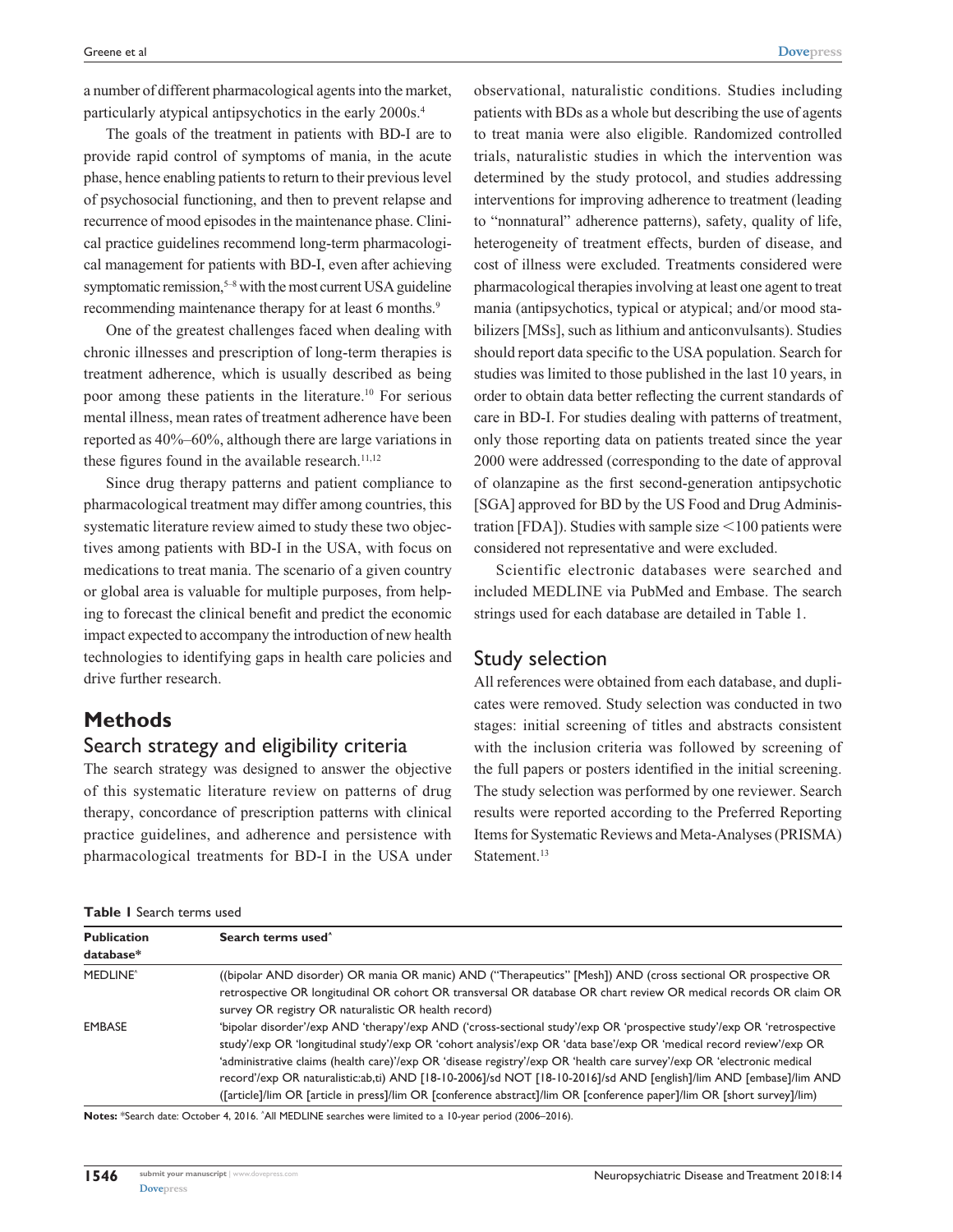a number of different pharmacological agents into the market, particularly atypical antipsychotics in the early 2000s.[4]

The goals of the treatment in patients with BD-I are to provide rapid control of symptoms of mania, in the acute phase, hence enabling patients to return to their previous level of psychosocial functioning, and then to prevent relapse and recurrence of mood episodes in the maintenance phase. Clinical practice guidelines recommend long-term pharmacological management for patients with BD-I, even after achieving symptomatic remission,[5–8] with the most current USA guideline recommending maintenance therapy for at least 6 months.[9]

One of the greatest challenges faced when dealing with chronic illnesses and prescription of long-term therapies is treatment adherence, which is usually described as being poor among these patients in the literature.[10] For serious mental illness, mean rates of treatment adherence have been reported as 40%–60%, although there are large variations in these figures found in the available research.[11,12]

Since drug therapy patterns and patient compliance to pharmacological treatment may differ among countries, this systematic literature review aimed to study these two objectives among patients with BD-I in the USA, with focus on medications to treat mania. The scenario of a given country or global area is valuable for multiple purposes, from helping to forecast the clinical benefit and predict the economic impact expected to accompany the introduction of new health technologies to identifying gaps in health care policies and drive further research.

# Methods

## Search strategy and eligibility criteria

The search strategy was designed to answer the objective of this systematic literature review on patterns of drug therapy, concordance of prescription patterns with clinical practice guidelines, and adherence and persistence with pharmacological treatments for BD-I in the USA under observational, naturalistic conditions. Studies including patients with BDs as a whole but describing the use of agents to treat mania were also eligible. Randomized controlled trials, naturalistic studies in which the intervention was determined by the study protocol, and studies addressing interventions for improving adherence to treatment (leading to "nonnatural" adherence patterns), safety, quality of life, heterogeneity of treatment effects, burden of disease, and cost of illness were excluded. Treatments considered were pharmacological therapies involving at least one agent to treat mania (antipsychotics, typical or atypical; and/or mood stabilizers [MSs], such as lithium and anticonvulsants). Studies should report data specific to the USA population. Search for studies was limited to those published in the last 10 years, in order to obtain data better reflecting the current standards of care in BD-I. For studies dealing with patterns of treatment, only those reporting data on patients treated since the year 2000 were addressed (corresponding to the date of approval of olanzapine as the first second-generation antipsychotic [SGA] approved for BD by the US Food and Drug Administration [FDA]). Studies with sample size <100 patients were considered not representative and were excluded.

Scientific electronic databases were searched and included MEDLINE via PubMed and Embase. The search strings used for each database are detailed in Table 1.

## Study selection

All references were obtained from each database, and duplicates were removed. Study selection was conducted in two stages: initial screening of titles and abstracts consistent with the inclusion criteria was followed by screening of the full papers or posters identified in the initial screening. The study selection was performed by one reviewer. Search results were reported according to the Preferred Reporting Items for Systematic Reviews and Meta-Analyses (PRISMA) Statement.[13]

**Table 1** Search terms used

| Publication database* | Search terms used^ |
|---|---|
| MEDLINE^ | ((bipolar AND disorder) OR mania OR manic) AND ("Therapeutics" [Mesh]) AND (cross sectional OR prospective OR retrospective OR longitudinal OR cohort OR transversal OR database OR chart review OR medical records OR claim OR survey OR registry OR naturalistic OR health record) |
| EMBASE | 'bipolar disorder'/exp AND 'therapy'/exp AND ('cross-sectional study'/exp OR 'prospective study'/exp OR 'retrospective study'/exp OR 'longitudinal study'/exp OR 'cohort analysis'/exp OR 'data base'/exp OR 'medical record review'/exp OR 'administrative claims (health care)'/exp OR 'disease registry'/exp OR 'health care survey'/exp OR 'electronic medical record'/exp OR naturalistic:ab,ti) AND [18-10-2006]/sd NOT [18-10-2016]/sd AND [english]/lim AND [embase]/lim AND ([article]/lim OR [article in press]/lim OR [conference abstract]/lim OR [conference paper]/lim OR [short survey]/lim) |

**Notes:** *Search date: October 4, 2016. ^All MEDLINE searches were limited to a 10-year period (2006–2016).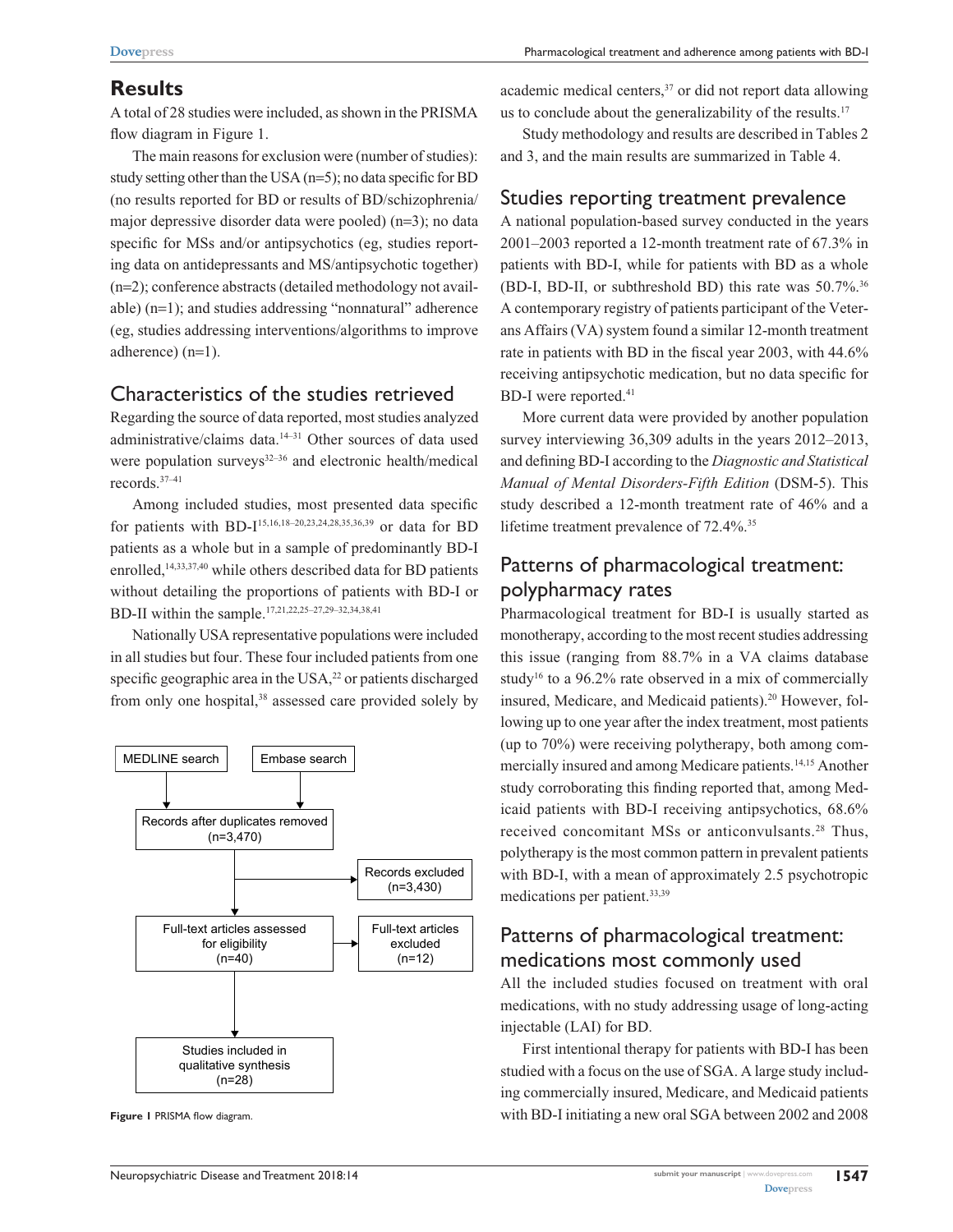## Results

A total of 28 studies were included, as shown in the PRISMA flow diagram in Figure 1.

The main reasons for exclusion were (number of studies): study setting other than the USA (n=5); no data specific for BD (no results reported for BD or results of BD/schizophrenia/major depressive disorder data were pooled) (n=3); no data specific for MSs and/or antipsychotics (eg, studies reporting data on antidepressants and MS/antipsychotic together) (n=2); conference abstracts (detailed methodology not available) (n=1); and studies addressing "nonnatural" adherence (eg, studies addressing interventions/algorithms to improve adherence) (n=1).

### Characteristics of the studies retrieved

Regarding the source of data reported, most studies analyzed administrative/claims data.[14–31] Other sources of data used were population surveys[32–36] and electronic health/medical records.[37–41]

Among included studies, most presented data specific for patients with BD-I[15,16,18–20,23,24,28,35,36,39] or data for BD patients as a whole but in a sample of predominantly BD-I enrolled,[14,33,37,40] while others described data for BD patients without detailing the proportions of patients with BD-I or BD-II within the sample.[17,21,22,25–27,29–32,34,38,41]

Nationally USA representative populations were included in all studies but four. These four included patients from one specific geographic area in the USA,[22] or patients discharged from only one hospital,[38] assessed care provided solely by

MEDLINE search → Embase search → Records after duplicates removed (n=3,470) → Records excluded (n=3,430) → Full-text articles assessed for eligibility (n=40) → Full-text articles excluded (n=12) → Studies included in qualitative synthesis (n=28)

**Figure 1** PRISMA flow diagram.

academic medical centers,[37] or did not report data allowing us to conclude about the generalizability of the results.[17]

Study methodology and results are described in Tables 2 and 3, and the main results are summarized in Table 4.

### Studies reporting treatment prevalence

A national population-based survey conducted in the years 2001–2003 reported a 12-month treatment rate of 67.3% in patients with BD-I, while for patients with BD as a whole (BD-I, BD-II, or subthreshold BD) this rate was 50.7%.[36] A contemporary registry of patients participant of the Veterans Affairs (VA) system found a similar 12-month treatment rate in patients with BD in the fiscal year 2003, with 44.6% receiving antipsychotic medication, but no data specific for BD-I were reported.[41]

More current data were provided by another population survey interviewing 36,309 adults in the years 2012–2013, and defining BD-I according to the *Diagnostic and Statistical Manual of Mental Disorders-Fifth Edition* (DSM-5). This study described a 12-month treatment rate of 46% and a lifetime treatment prevalence of 72.4%.[35]

### Patterns of pharmacological treatment: polypharmacy rates

Pharmacological treatment for BD-I is usually started as monotherapy, according to the most recent studies addressing this issue (ranging from 88.7% in a VA claims database study[16] to a 96.2% rate observed in a mix of commercially insured, Medicare, and Medicaid patients).[20] However, following up to one year after the index treatment, most patients (up to 70%) were receiving polytherapy, both among commercially insured and among Medicare patients.[14,15] Another study corroborating this finding reported that, among Medicaid patients with BD-I receiving antipsychotics, 68.6% received concomitant MSs or anticonvulsants.[28] Thus, polytherapy is the most common pattern in prevalent patients with BD-I, with a mean of approximately 2.5 psychotropic medications per patient.[33,39]

### Patterns of pharmacological treatment: medications most commonly used

All the included studies focused on treatment with oral medications, with no study addressing usage of long-acting injectable (LAI) for BD.

First intentional therapy for patients with BD-I has been studied with a focus on the use of SGA. A large study including commercially insured, Medicare, and Medicaid patients with BD-I initiating a new oral SGA between 2002 and 2008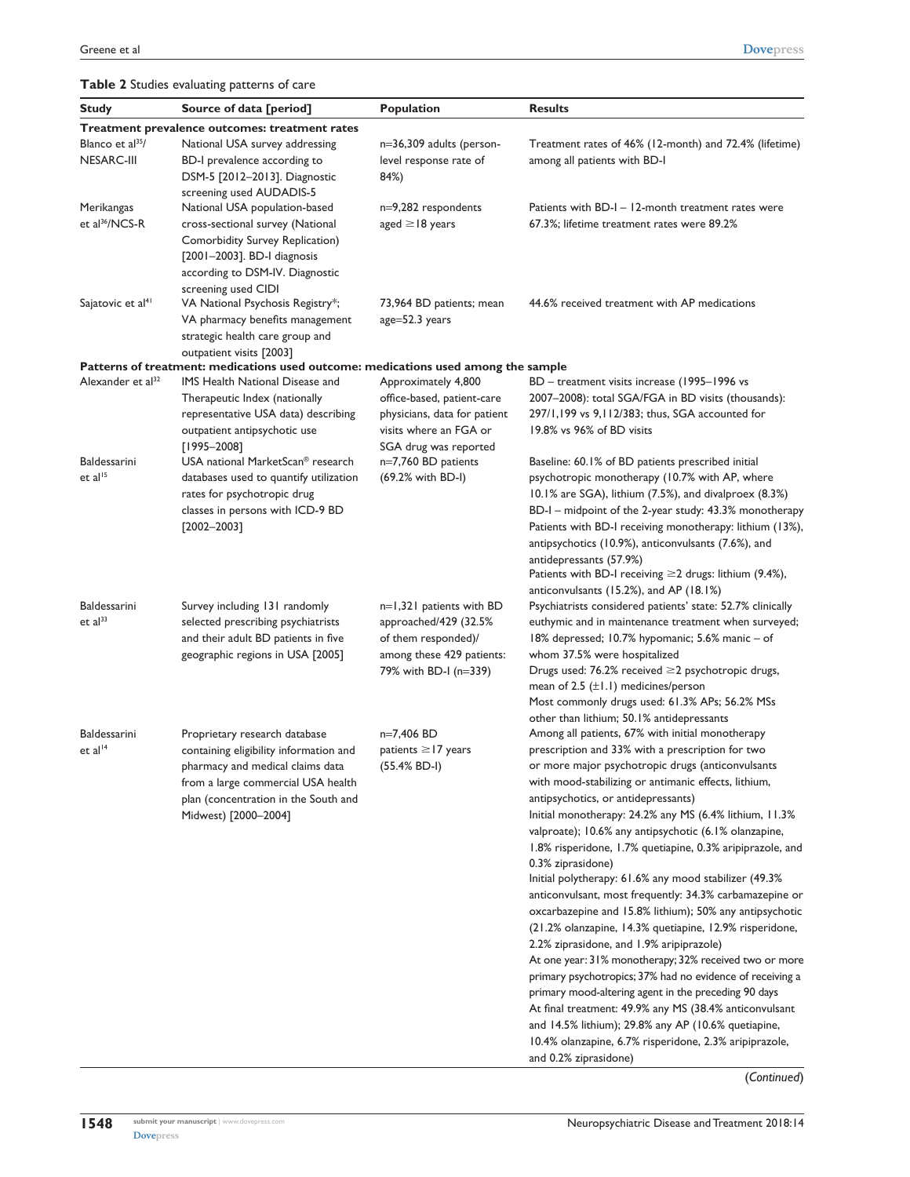**Table 2** Studies evaluating patterns of care

| Study | Source of data [period] | Population | Results |
|---|---|---|---|
| **Treatment prevalence outcomes: treatment rates** | | | |
| Blanco et al[35]/NESARC-III | National USA survey addressing BD-I prevalence according to DSM-5 [2012–2013]. Diagnostic screening used AUDADIS-5 | n=36,309 adults (person-level response rate of 84%) | Treatment rates of 46% (12-month) and 72.4% (lifetime) among all patients with BD-I |
| Merikangas et al[36]/NCS-R | National USA population-based cross-sectional survey (National Comorbidity Survey Replication) [2001–2003]. BD-I diagnosis according to DSM-IV. Diagnostic screening used CIDI | n=9,282 respondents aged ≥18 years | Patients with BD-I – 12-month treatment rates were 67.3%; lifetime treatment rates were 89.2% |
| Sajatovic et al[41] | VA National Psychosis Registry*; VA pharmacy benefits management strategic health care group and outpatient visits [2003] | 73,964 BD patients; mean age=52.3 years | 44.6% received treatment with AP medications |
| **Patterns of treatment: medications used outcome: medications used among the sample** | | | |
| Alexander et al[32] | IMS Health National Disease and Therapeutic Index (nationally representative USA data) describing outpatient antipsychotic use [1995–2008] | Approximately 4,800 office-based, patient-care physicians, data for patient visits where an FGA or SGA drug was reported | BD – treatment visits increase (1995–1996 vs 2007–2008): total SGA/FGA in BD visits (thousands): 297/1,199 vs 9,112/383; thus, SGA accounted for 19.8% vs 96% of BD visits |
| Baldessarini et al[15] | USA national MarketScan® research databases used to quantify utilization rates for psychotropic drug classes in persons with ICD-9 BD [2002–2003] | n=7,760 BD patients (69.2% with BD-I) | Baseline: 60.1% of BD patients prescribed initial psychotropic monotherapy (10.7% with AP, where 10.1% are SGA), lithium (7.5%), and divalproex (8.3%)<br>BD-I – midpoint of the 2-year study: 43.3% monotherapy<br>Patients with BD-I receiving monotherapy: lithium (13%), antipsychotics (10.9%), anticonvulsants (7.6%), and antidepressants (57.9%)<br>Patients with BD-I receiving ≥2 drugs: lithium (9.4%), anticonvulsants (15.2%), and AP (18.1%) |
| Baldessarini et al[33] | Survey including 131 randomly selected prescribing psychiatrists and their adult BD patients in five geographic regions in USA [2005] | n=1,321 patients with BD approached/429 (32.5% of them responded)/among these 429 patients: 79% with BD-I (n=339) | Psychiatrists considered patients' state: 52.7% clinically euthymic and in maintenance treatment when surveyed; 18% depressed; 10.7% hypomanic; 5.6% manic – of whom 37.5% were hospitalized<br>Drugs used: 76.2% received ≥2 psychotropic drugs, mean of 2.5 (±1.1) medicines/person<br>Most commonly drugs used: 61.3% APs; 56.2% MSs other than lithium; 50.1% antidepressants |
| Baldessarini et al[14] | Proprietary research database containing eligibility information and pharmacy and medical claims data from a large commercial USA health plan (concentration in the South and Midwest) [2000–2004] | n=7,406 BD patients ≥17 years (55.4% BD-I) | Among all patients, 67% with initial monotherapy prescription and 33% with a prescription for two or more major psychotropic drugs (anticonvulsants with mood-stabilizing or antimanic effects, lithium, antipsychotics, or antidepressants)<br>Initial monotherapy: 24.2% any MS (6.4% lithium, 11.3% valproate); 10.6% any antipsychotic (6.1% olanzapine, 1.8% risperidone, 1.7% quetiapine, 0.3% aripiprazole, and 0.3% ziprasidone)<br>Initial polytherapy: 61.6% any mood stabilizer (49.3% anticonvulsant, most frequently: 34.3% carbamazepine or oxcarbazepine and 15.8% lithium); 50% any antipsychotic (21.2% olanzapine, 14.3% quetiapine, 12.9% risperidone, 2.2% ziprasidone, and 1.9% aripiprazole)<br>At one year: 31% monotherapy; 32% received two or more primary psychotropics; 37% had no evidence of receiving a primary mood-altering agent in the preceding 90 days<br>At final treatment: 49.9% any MS (38.4% anticonvulsant and 14.5% lithium); 29.8% any AP (10.6% quetiapine, 10.4% olanzapine, 6.7% risperidone, 2.3% aripiprazole, and 0.2% ziprasidone) |

(*Continued*)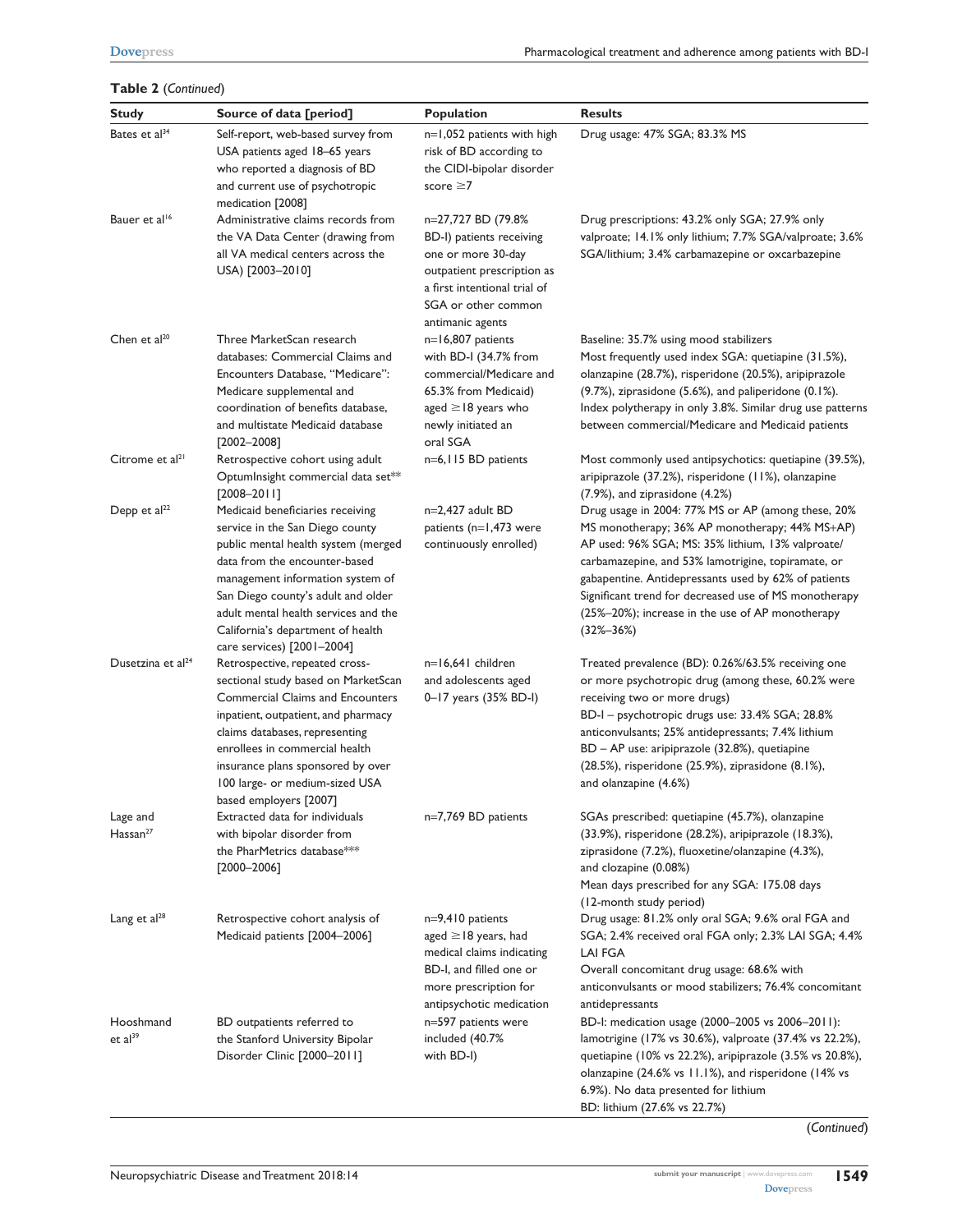**Table 2** (*Continued*)

| Study | Source of data [period] | Population | Results |
|---|---|---|---|
| Bates et al[34] | Self-report, web-based survey from USA patients aged 18–65 years who reported a diagnosis of BD and current use of psychotropic medication [2008] | n=1,052 patients with high risk of BD according to the CIDI-bipolar disorder score ≥7 | Drug usage: 47% SGA; 83.3% MS |
| Bauer et al[16] | Administrative claims records from the VA Data Center (drawing from all VA medical centers across the USA) [2003–2010] | n=27,727 BD (79.8% BD-I) patients receiving one or more 30-day outpatient prescription as a first intentional trial of SGA or other common antimanic agents | Drug prescriptions: 43.2% only SGA; 27.9% only valproate; 14.1% only lithium; 7.7% SGA/valproate; 3.6% SGA/lithium; 3.4% carbamazepine or oxcarbazepine |
| Chen et al[20] | Three MarketScan research databases: Commercial Claims and Encounters Database, "Medicare": Medicare supplemental and coordination of benefits database, and multistate Medicaid database [2002–2008] | n=16,807 patients with BD-I (34.7% from commercial/Medicare and 65.3% from Medicaid) aged ≥18 years who newly initiated an oral SGA | Baseline: 35.7% using mood stabilizers<br>Most frequently used index SGA: quetiapine (31.5%), olanzapine (28.7%), risperidone (20.5%), aripiprazole (9.7%), ziprasidone (5.6%), and paliperidone (0.1%). Index polytherapy in only 3.8%. Similar drug use patterns between commercial/Medicare and Medicaid patients |
| Citrome et al[21] | Retrospective cohort using adult OptumInsight commercial data set** [2008–2011] | n=6,115 BD patients | Most commonly used antipsychotics: quetiapine (39.5%), aripiprazole (37.2%), risperidone (11%), olanzapine (7.9%), and ziprasidone (4.2%) |
| Depp et al[22] | Medicaid beneficiaries receiving service in the San Diego county public mental health system (merged data from the encounter-based management information system of San Diego county's adult and older adult mental health services and the California's department of health care services) [2001–2004] | n=2,427 adult BD patients (n=1,473 were continuously enrolled) | Drug usage in 2004: 77% MS or AP (among these, 20% MS monotherapy; 36% AP monotherapy; 44% MS+AP)<br>AP used: 96% SGA; MS: 35% lithium, 13% valproate/carbamazepine, and 53% lamotrigine, topiramate, or gabapentine. Antidepressants used by 62% of patients<br>Significant trend for decreased use of MS monotherapy (25%–20%); increase in the use of AP monotherapy (32%–36%) |
| Dusetzina et al[24] | Retrospective, repeated cross-sectional study based on MarketScan Commercial Claims and Encounters inpatient, outpatient, and pharmacy claims databases, representing enrollees in commercial health insurance plans sponsored by over 100 large- or medium-sized USA based employers [2007] | n=16,641 children and adolescents aged 0–17 years (35% BD-I) | Treated prevalence (BD): 0.26%/63.5% receiving one or more psychotropic drug (among these, 60.2% were receiving two or more drugs)<br>BD-I – psychotropic drugs use: 33.4% SGA; 28.8% anticonvulsants; 25% antidepressants; 7.4% lithium<br>BD – AP use: aripiprazole (32.8%), quetiapine (28.5%), risperidone (25.9%), ziprasidone (8.1%), and olanzapine (4.6%) |
| Lage and Hassan[27] | Extracted data for individuals with bipolar disorder from the PharMetrics database*** [2000–2006] | n=7,769 BD patients | SGAs prescribed: quetiapine (45.7%), olanzapine (33.9%), risperidone (28.2%), aripiprazole (18.3%), ziprasidone (7.2%), fluoxetine/olanzapine (4.3%), and clozapine (0.08%)<br>Mean days prescribed for any SGA: 175.08 days (12-month study period) |
| Lang et al[28] | Retrospective cohort analysis of Medicaid patients [2004–2006] | n=9,410 patients aged ≥18 years, had medical claims indicating BD-I, and filled one or more prescription for antipsychotic medication | Drug usage: 81.2% only oral SGA; 9.6% oral FGA and SGA; 2.4% received oral FGA only; 2.3% LAI SGA; 4.4% LAI FGA<br>Overall concomitant drug usage: 68.6% with anticonvulsants or mood stabilizers; 76.4% concomitant antidepressants |
| Hooshmand et al[39] | BD outpatients referred to the Stanford University Bipolar Disorder Clinic [2000–2011] | n=597 patients were included (40.7% with BD-I) | BD-I: medication usage (2000–2005 vs 2006–2011): lamotrigine (17% vs 30.6%), valproate (37.4% vs 22.2%), quetiapine (10% vs 22.2%), aripiprazole (3.5% vs 20.8%), olanzapine (24.6% vs 11.1%), and risperidone (14% vs 6.9%). No data presented for lithium<br>BD: lithium (27.6% vs 22.7%) |

(*Continued*)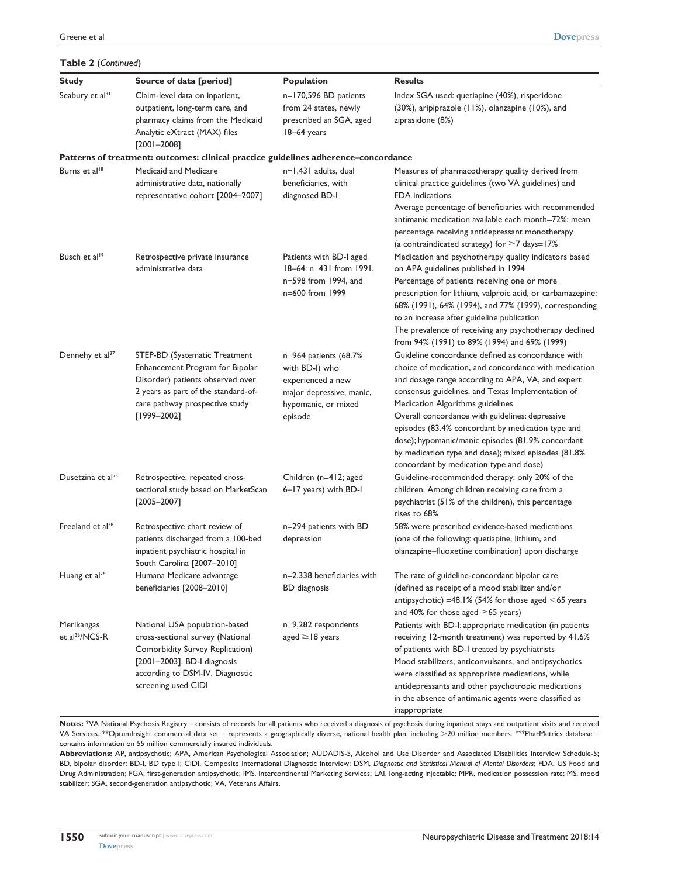**Table 2** (*Continued*)

| Study | Source of data [period] | Population | Results |
|---|---|---|---|
| Seabury et al[31] | Claim-level data on inpatient, outpatient, long-term care, and pharmacy claims from the Medicaid Analytic eXtract (MAX) files [2001–2008] | n=170,596 BD patients from 24 states, newly prescribed an SGA, aged 18–64 years | Index SGA used: quetiapine (40%), risperidone (30%), aripiprazole (11%), olanzapine (10%), and ziprasidone (8%) |
| **Patterns of treatment: outcomes: clinical practice guidelines adherence–concordance** | | | |
| Burns et al[18] | Medicaid and Medicare administrative data, nationally representative cohort [2004–2007] | n=1,431 adults, dual beneficiaries, with diagnosed BD-I | Measures of pharmacotherapy quality derived from clinical practice guidelines (two VA guidelines) and FDA indications<br>Average percentage of beneficiaries with recommended antimanic medication available each month=72%; mean percentage receiving antidepressant monotherapy (a contraindicated strategy) for ≥7 days=17% |
| Busch et al[19] | Retrospective private insurance administrative data | Patients with BD-I aged 18–64: n=431 from 1991, n=598 from 1994, and n=600 from 1999 | Medication and psychotherapy quality indicators based on APA guidelines published in 1994<br>Percentage of patients receiving one or more prescription for lithium, valproic acid, or carbamazepine: 68% (1991), 64% (1994), and 77% (1999), corresponding to an increase after guideline publication<br>The prevalence of receiving any psychotherapy declined from 94% (1991) to 89% (1994) and 69% (1999) |
| Dennehy et al[37] | STEP-BD (Systematic Treatment Enhancement Program for Bipolar Disorder) patients observed over 2 years as part of the standard-of-care pathway prospective study [1999–2002] | n=964 patients (68.7% with BD-I) who experienced a new major depressive, manic, hypomanic, or mixed episode | Guideline concordance defined as concordance with choice of medication, and concordance with medication and dosage range according to APA, VA, and expert consensus guidelines, and Texas Implementation of Medication Algorithms guidelines<br>Overall concordance with guidelines: depressive episodes (83.4% concordant by medication type and dose); hypomanic/manic episodes (81.9% concordant by medication type and dose); mixed episodes (81.8% concordant by medication type and dose) |
| Dusetzina et al[23] | Retrospective, repeated cross-sectional study based on MarketScan [2005–2007] | Children (n=412; aged 6–17 years) with BD-I | Guideline-recommended therapy: only 20% of the children. Among children receiving care from a psychiatrist (51% of the children), this percentage rises to 68% |
| Freeland et al[38] | Retrospective chart review of patients discharged from a 100-bed inpatient psychiatric hospital in South Carolina [2007–2010] | n=294 patients with BD depression | 58% were prescribed evidence-based medications (one of the following: quetiapine, lithium, and olanzapine–fluoxetine combination) upon discharge |
| Huang et al[26] | Humana Medicare advantage beneficiaries [2008–2010] | n=2,338 beneficiaries with BD diagnosis | The rate of guideline-concordant bipolar care (defined as receipt of a mood stabilizer and/or antipsychotic) =48.1% (54% for those aged <65 years and 40% for those aged ≥65 years) |
| Merikangas et al[36]/NCS-R | National USA population-based cross-sectional survey (National Comorbidity Survey Replication) [2001–2003]. BD-I diagnosis according to DSM-IV. Diagnostic screening used CIDI | n=9,282 respondents aged ≥18 years | Patients with BD-I: appropriate medication (in patients receiving 12-month treatment) was reported by 41.6% of patients with BD-I treated by psychiatrists<br>Mood stabilizers, anticonvulsants, and antipsychotics were classified as appropriate medications, while antidepressants and other psychotropic medications in the absence of antimanic agents were classified as inappropriate |

**Notes:** *VA National Psychosis Registry – consists of records for all patients who received a diagnosis of psychosis during inpatient stays and outpatient visits and received VA Services. **OptumInsight commercial data set – represents a geographically diverse, national health plan, including >20 million members. ***PharMetrics database – contains information on 55 million commercially insured individuals.

**Abbreviations:** AP, antipsychotic; APA, American Psychological Association; AUDADIS-5, Alcohol and Use Disorder and Associated Disabilities Interview Schedule-5; BD, bipolar disorder; BD-I, BD type I; CIDI, Composite International Diagnostic Interview; DSM, *Diagnostic and Statistical Manual of Mental Disorders*; FDA, US Food and Drug Administration; FGA, first-generation antipsychotic; IMS, Intercontinental Marketing Services; LAI, long-acting injectable; MPR, medication possession rate; MS, mood stabilizer; SGA, second-generation antipsychotic; VA, Veterans Affairs.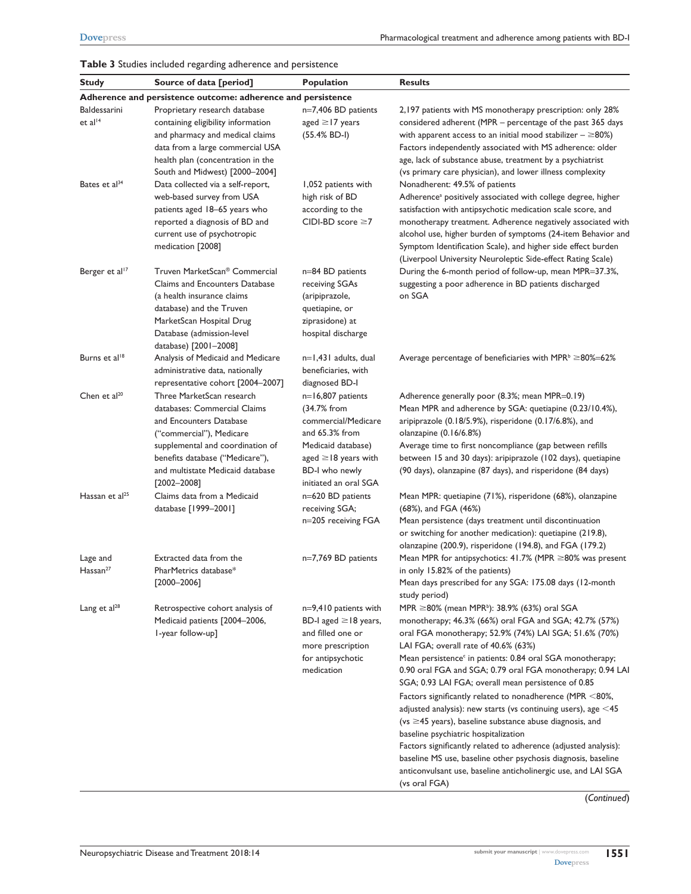**Table 3** Studies included regarding adherence and persistence

| Study | Source of data [period] | Population | Results |
|---|---|---|---|
| **Adherence and persistence outcome: adherence and persistence** | | | |
| Baldessarini et al[14] | Proprietary research database containing eligibility information and pharmacy and medical claims data from a large commercial USA health plan (concentration in the South and Midwest) [2000–2004] | n=7,406 BD patients aged ≥17 years (55.4% BD-I) | 2,197 patients with MS monotherapy prescription: only 28% considered adherent (MPR – percentage of the past 365 days with apparent access to an initial mood stabilizer – ≥80%)<br>Factors independently associated with MS adherence: older age, lack of substance abuse, treatment by a psychiatrist (vs primary care physician), and lower illness complexity |
| Bates et al[34] | Data collected via a self-report, web-based survey from USA patients aged 18–65 years who reported a diagnosis of BD and current use of psychotropic medication [2008] | 1,052 patients with high risk of BD according to the CIDI-BD score ≥7 | Nonadherent: 49.5% of patients<br>Adherence[a] positively associated with college degree, higher satisfaction with antipsychotic medication scale score, and monotherapy treatment. Adherence negatively associated with alcohol use, higher burden of symptoms (24-item Behavior and Symptom Identification Scale), and higher side effect burden (Liverpool University Neuroleptic Side-effect Rating Scale) |
| Berger et al[17] | Truven MarketScan® Commercial Claims and Encounters Database (a health insurance claims database) and the Truven MarketScan Hospital Drug Database (admission-level database) [2001–2008] | n=84 BD patients receiving SGAs (aripiprazole, quetiapine, or ziprasidone) at hospital discharge | During the 6-month period of follow-up, mean MPR=37.3%, suggesting a poor adherence in BD patients discharged on SGA |
| Burns et al[18] | Analysis of Medicaid and Medicare administrative data, nationally representative cohort [2004–2007] | n=1,431 adults, dual beneficiaries, with diagnosed BD-I | Average percentage of beneficiaries with MPR[b] ≥80%=62% |
| Chen et al[20] | Three MarketScan research databases: Commercial Claims and Encounters Database ("commercial"), Medicare supplemental and coordination of benefits database ("Medicare"), and multistate Medicaid database [2002–2008] | n=16,807 patients (34.7% from commercial/Medicare and 65.3% from Medicaid database) aged ≥18 years with BD-I who newly initiated an oral SGA | Adherence generally poor (8.3%; mean MPR=0.19)<br>Mean MPR and adherence by SGA: quetiapine (0.23/10.4%), aripiprazole (0.18/5.9%), risperidone (0.17/6.8%), and olanzapine (0.16/6.8%)<br>Average time to first noncompliance (gap between refills between 15 and 30 days): aripiprazole (102 days), quetiapine (90 days), olanzapine (87 days), and risperidone (84 days) |
| Hassan et al[25] | Claims data from a Medicaid database [1999–2001] | n=620 BD patients receiving SGA; n=205 receiving FGA | Mean MPR: quetiapine (71%), risperidone (68%), olanzapine (68%), and FGA (46%)<br>Mean persistence (days treatment until discontinuation or switching for another medication): quetiapine (219.8), olanzapine (200.9), risperidone (194.8), and FGA (179.2) |
| Lage and Hassan[27] | Extracted data from the PharMetrics database* [2000–2006] | n=7,769 BD patients | Mean MPR for antipsychotics: 41.7% (MPR ≥80% was present in only 15.82% of the patients)<br>Mean days prescribed for any SGA: 175.08 days (12-month study period) |
| Lang et al[28] | Retrospective cohort analysis of Medicaid patients [2004–2006, 1-year follow-up] | n=9,410 patients with BD-I aged ≥18 years, and filled one or more prescription for antipsychotic medication | MPR ≥80% (mean MPR[b]): 38.9% (63%) oral SGA monotherapy; 46.3% (66%) oral FGA and SGA; 42.7% (57%) oral FGA monotherapy; 52.9% (74%) LAI SGA; 51.6% (70%) LAI FGA; overall rate of 40.6% (63%)<br>Mean persistence[c] in patients: 0.84 oral SGA monotherapy; 0.90 oral FGA and SGA; 0.79 oral FGA monotherapy; 0.94 LAI SGA; 0.93 LAI FGA; overall mean persistence of 0.85<br>Factors significantly related to nonadherence (MPR <80%, adjusted analysis): new starts (vs continuing users), age <45 (vs ≥45 years), baseline substance abuse diagnosis, and baseline psychiatric hospitalization<br>Factors significantly related to adherence (adjusted analysis): baseline MS use, baseline other psychosis diagnosis, baseline anticonvulsant use, baseline anticholinergic use, and LAI SGA (vs oral FGA) |

(*Continued*)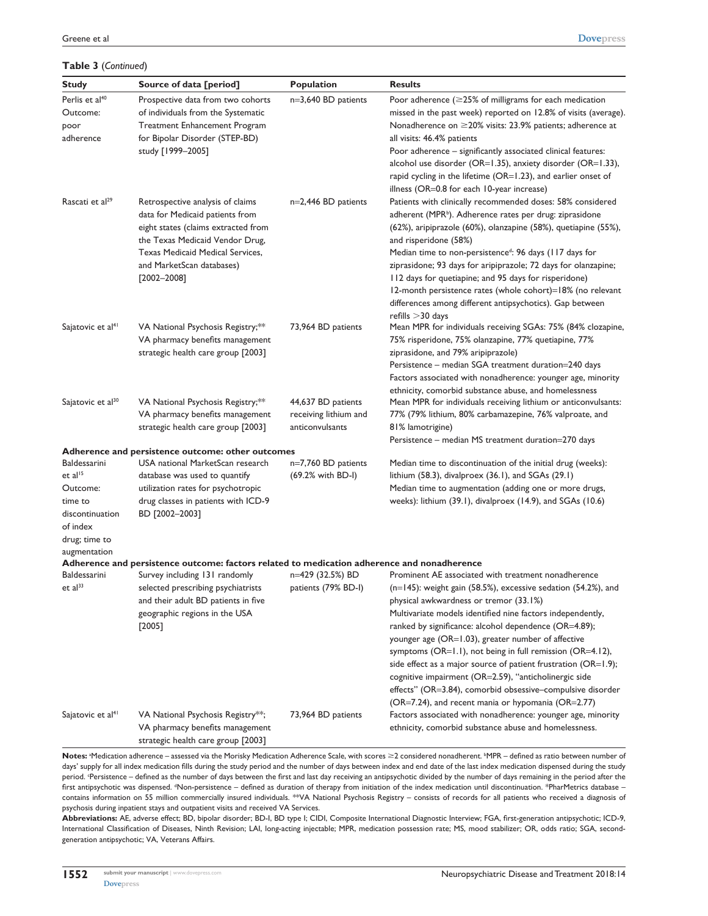**Table 3** (*Continued*)

| Study | Source of data [period] | Population | Results |
|---|---|---|---|
| Perlis et al[40] Outcome: poor adherence | Prospective data from two cohorts of individuals from the Systematic Treatment Enhancement Program for Bipolar Disorder (STEP-BD) study [1999–2005] | n=3,640 BD patients | Poor adherence (≥25% of milligrams for each medication missed in the past week) reported on 12.8% of visits (average). Nonadherence on ≥20% visits: 23.9% patients; adherence at all visits: 46.4% patients<br>Poor adherence – significantly associated clinical features: alcohol use disorder (OR=1.35), anxiety disorder (OR=1.33), rapid cycling in the lifetime (OR=1.23), and earlier onset of illness (OR=0.8 for each 10-year increase) |
| Rascati et al[29] | Retrospective analysis of claims data for Medicaid patients from eight states (claims extracted from the Texas Medicaid Vendor Drug, Texas Medicaid Medical Services, and MarketScan databases) [2002–2008] | n=2,446 BD patients | Patients with clinically recommended doses: 58% considered adherent (MPR[b]). Adherence rates per drug: ziprasidone (62%), aripiprazole (60%), olanzapine (58%), quetiapine (55%), and risperidone (58%)<br>Median time to non-persistence[d]: 96 days (117 days for ziprasidone; 93 days for aripiprazole; 72 days for olanzapine; 112 days for quetiapine; and 95 days for risperidone)<br>12-month persistence rates (whole cohort)=18% (no relevant differences among different antipsychotics). Gap between refills >30 days |
| Sajatovic et al[41] | VA National Psychosis Registry;** VA pharmacy benefits management strategic health care group [2003] | 73,964 BD patients | Mean MPR for individuals receiving SGAs: 75% (84% clozapine, 75% risperidone, 75% olanzapine, 77% quetiapine, 77% ziprasidone, and 79% aripiprazole)<br>Persistence – median SGA treatment duration=240 days<br>Factors associated with nonadherence: younger age, minority ethnicity, comorbid substance abuse, and homelessness |
| Sajatovic et al[30] | VA National Psychosis Registry;** VA pharmacy benefits management strategic health care group [2003] | 44,637 BD patients receiving lithium and anticonvulsants | Mean MPR for individuals receiving lithium or anticonvulsants: 77% (79% lithium, 80% carbamazepine, 76% valproate, and 81% lamotrigine)<br>Persistence – median MS treatment duration=270 days |
| **Adherence and persistence outcome: other outcomes** | | | |
| Baldessarini et al[15] Outcome: time to discontinuation of index drug; time to augmentation | USA national MarketScan research database was used to quantify utilization rates for psychotropic drug classes in patients with ICD-9 BD [2002–2003] | n=7,760 BD patients (69.2% with BD-I) | Median time to discontinuation of the initial drug (weeks): lithium (58.3), divalproex (36.1), and SGAs (29.1)<br>Median time to augmentation (adding one or more drugs, weeks): lithium (39.1), divalproex (14.9), and SGAs (10.6) |
| **Adherence and persistence outcome: factors related to medication adherence and nonadherence** | | | |
| Baldessarini et al[33] | Survey including 131 randomly selected prescribing psychiatrists and their adult BD patients in five geographic regions in the USA [2005] | n=429 (32.5%) BD patients (79% BD-I) | Prominent AE associated with treatment nonadherence (n=145): weight gain (58.5%), excessive sedation (54.2%), and physical awkwardness or tremor (33.1%)<br>Multivariate models identified nine factors independently, ranked by significance: alcohol dependence (OR=4.89); younger age (OR=1.03), greater number of affective symptoms (OR=1.1), not being in full remission (OR=4.12), side effect as a major source of patient frustration (OR=1.9); cognitive impairment (OR=2.59), "anticholinergic side effects" (OR=3.84), comorbid obsessive–compulsive disorder (OR=7.24), and recent mania or hypomania (OR=2.77) |
| Sajatovic et al[41] | VA National Psychosis Registry**; VA pharmacy benefits management strategic health care group [2003] | 73,964 BD patients | Factors associated with nonadherence: younger age, minority ethnicity, comorbid substance abuse and homelessness. |

**Notes:** [a]Medication adherence – assessed via the Morisky Medication Adherence Scale, with scores ≥2 considered nonadherent. [b]MPR – defined as ratio between number of days' supply for all index medication fills during the study period and the number of days between index and end date of the last index medication dispensed during the study period. [c]Persistence – defined as the number of days between the first and last day receiving an antipsychotic divided by the number of days remaining in the period after the first antipsychotic was dispensed. [d]Non-persistence – defined as duration of therapy from initiation of the index medication until discontinuation. *PharMetrics database – contains information on 55 million commercially insured individuals. **VA National Psychosis Registry – consists of records for all patients who received a diagnosis of psychosis during inpatient stays and outpatient visits and received VA Services.

**Abbreviations:** AE, adverse effect; BD, bipolar disorder; BD-I, BD type I; CIDI, Composite International Diagnostic Interview; FGA, first-generation antipsychotic; ICD-9, International Classification of Diseases, Ninth Revision; LAI, long-acting injectable; MPR, medication possession rate; MS, mood stabilizer; OR, odds ratio; SGA, second-generation antipsychotic; VA, Veterans Affairs.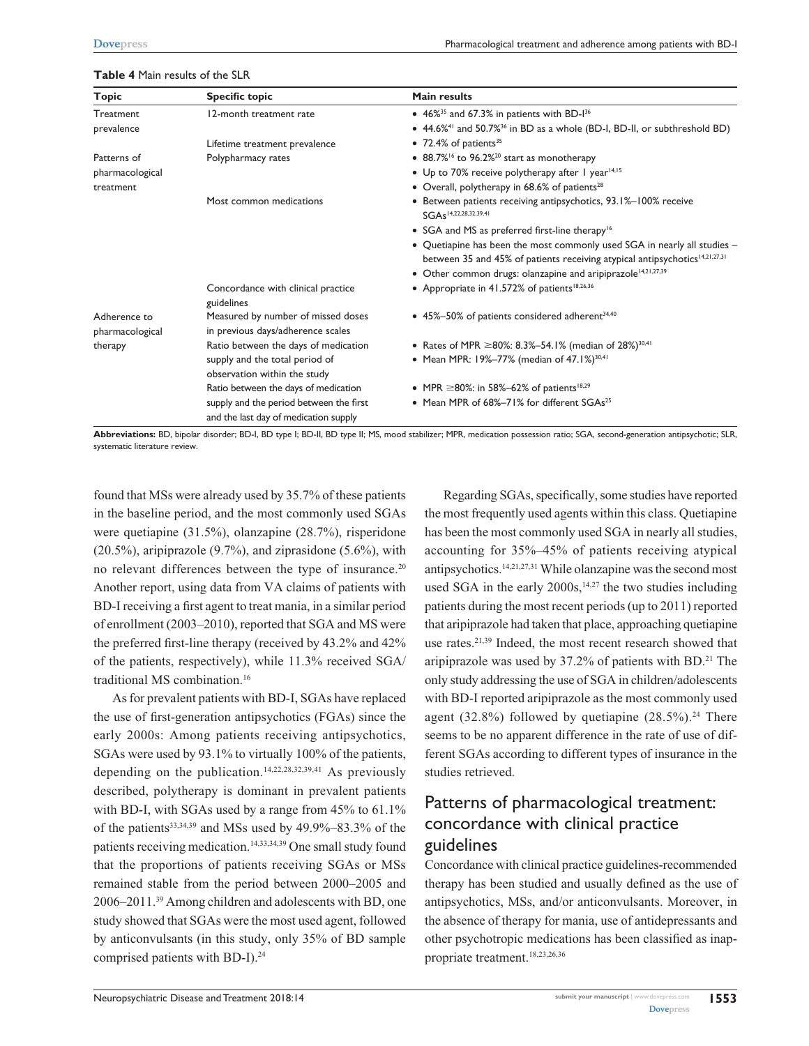**Table 4** Main results of the SLR

| Topic | Specific topic | Main results |
|---|---|---|
| Treatment prevalence | 12-month treatment rate | • 46%[35] and 67.3% in patients with BD-I[36]<br>• 44.6%[41] and 50.7%[36] in BD as a whole (BD-I, BD-II, or subthreshold BD) |
| | Lifetime treatment prevalence | • 72.4% of patients[35] |
| Patterns of pharmacological treatment | Polypharmacy rates | • 88.7%[16] to 96.2%[20] start as monotherapy<br>• Up to 70% receive polytherapy after 1 year[14,15]<br>• Overall, polytherapy in 68.6% of patients[28] |
| | Most common medications | • Between patients receiving antipsychotics, 93.1%–100% receive SGAs[14,22,28,32,39,41]<br>• SGA and MS as preferred first-line therapy[16]<br>• Quetiapine has been the most commonly used SGA in nearly all studies – between 35 and 45% of patients receiving atypical antipsychotics[14,21,27,31]<br>• Other common drugs: olanzapine and aripiprazole[14,21,27,39] |
| | Concordance with clinical practice guidelines | • Appropriate in 41.572% of patients[18,26,36] |
| Adherence to pharmacological therapy | Measured by number of missed doses in previous days/adherence scales | • 45%–50% of patients considered adherent[34,40] |
| | Ratio between the days of medication supply and the total period of observation within the study | • Rates of MPR ≥80%: 8.3%–54.1% (median of 28%)[30,41]<br>• Mean MPR: 19%–77% (median of 47.1%)[30,41] |
| | Ratio between the days of medication supply and the period between the first and the last day of medication supply | • MPR ≥80%: in 58%–62% of patients[18,29]<br>• Mean MPR of 68%–71% for different SGAs[25] |

**Abbreviations:** BD, bipolar disorder; BD-I, BD type I; BD-II, BD type II; MS, mood stabilizer; MPR, medication possession ratio; SGA, second-generation antipsychotic; SLR, systematic literature review.

found that MSs were already used by 35.7% of these patients in the baseline period, and the most commonly used SGAs were quetiapine (31.5%), olanzapine (28.7%), risperidone (20.5%), aripiprazole (9.7%), and ziprasidone (5.6%), with no relevant differences between the type of insurance.[20] Another report, using data from VA claims of patients with BD-I receiving a first agent to treat mania, in a similar period of enrollment (2003–2010), reported that SGA and MS were the preferred first-line therapy (received by 43.2% and 42% of the patients, respectively), while 11.3% received SGA/traditional MS combination.[16]

As for prevalent patients with BD-I, SGAs have replaced the use of first-generation antipsychotics (FGAs) since the early 2000s: Among patients receiving antipsychotics, SGAs were used by 93.1% to virtually 100% of the patients, depending on the publication.[14,22,28,32,39,41] As previously described, polytherapy is dominant in prevalent patients with BD-I, with SGAs used by a range from 45% to 61.1% of the patients[33,34,39] and MSs used by 49.9%–83.3% of the patients receiving medication.[14,33,34,39] One small study found that the proportions of patients receiving SGAs or MSs remained stable from the period between 2000–2005 and 2006–2011.[39] Among children and adolescents with BD, one study showed that SGAs were the most used agent, followed by anticonvulsants (in this study, only 35% of BD sample comprised patients with BD-I).[24]

Regarding SGAs, specifically, some studies have reported the most frequently used agents within this class. Quetiapine has been the most commonly used SGA in nearly all studies, accounting for 35%–45% of patients receiving atypical antipsychotics.[14,21,27,31] While olanzapine was the second most used SGA in the early 2000s,[14,27] the two studies including patients during the most recent periods (up to 2011) reported that aripiprazole had taken that place, approaching quetiapine use rates.[21,39] Indeed, the most recent research showed that aripiprazole was used by 37.2% of patients with BD.[21] The only study addressing the use of SGA in children/adolescents with BD-I reported aripiprazole as the most commonly used agent (32.8%) followed by quetiapine (28.5%).[24] There seems to be no apparent difference in the rate of use of different SGAs according to different types of insurance in the studies retrieved.

## Patterns of pharmacological treatment: concordance with clinical practice guidelines

Concordance with clinical practice guidelines-recommended therapy has been studied and usually defined as the use of antipsychotics, MSs, and/or anticonvulsants. Moreover, in the absence of therapy for mania, use of antidepressants and other psychotropic medications has been classified as inappropriate treatment.[18,23,26,36]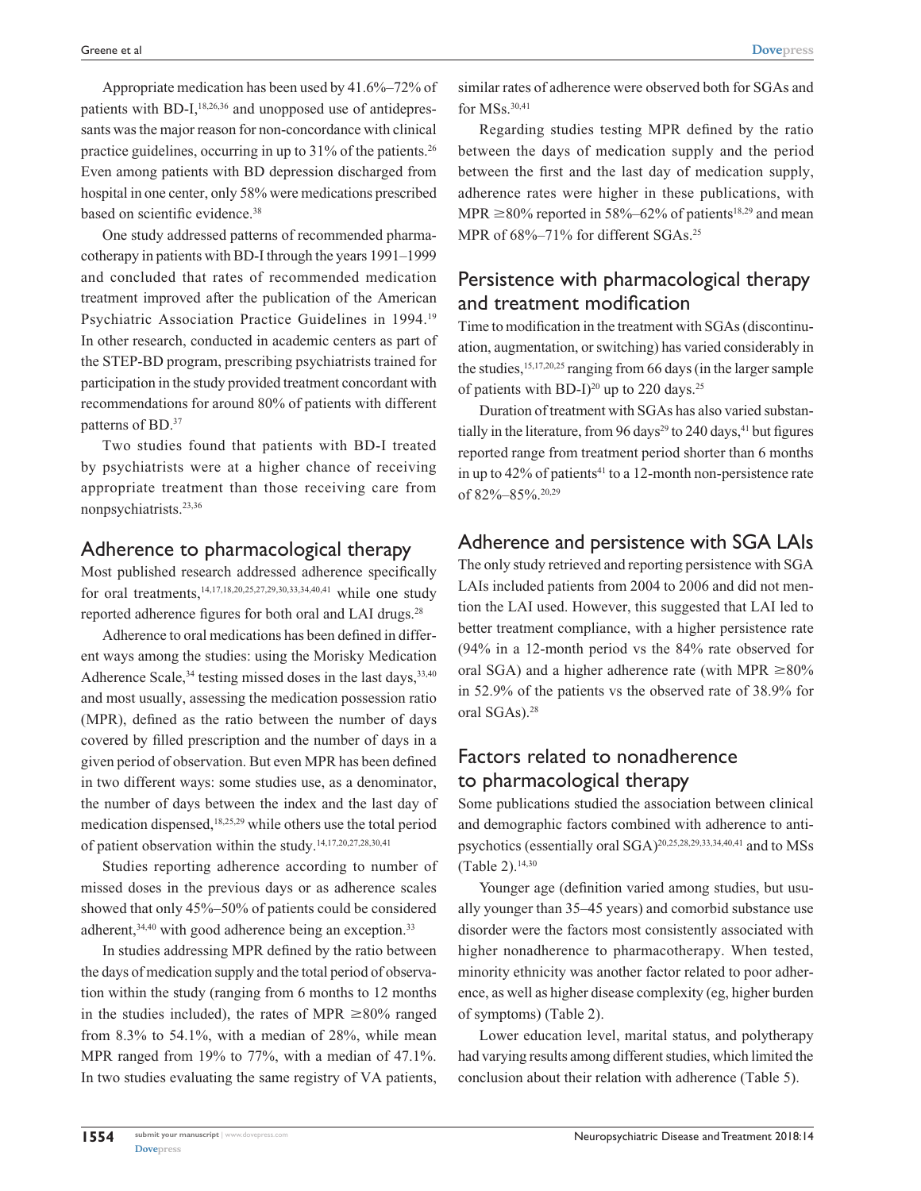Appropriate medication has been used by 41.6%–72% of patients with BD-I,[18,26,36] and unopposed use of antidepressants was the major reason for non-concordance with clinical practice guidelines, occurring in up to 31% of the patients.[26] Even among patients with BD depression discharged from hospital in one center, only 58% were medications prescribed based on scientific evidence.[38]

One study addressed patterns of recommended pharmacotherapy in patients with BD-I through the years 1991–1999 and concluded that rates of recommended medication treatment improved after the publication of the American Psychiatric Association Practice Guidelines in 1994.[19] In other research, conducted in academic centers as part of the STEP-BD program, prescribing psychiatrists trained for participation in the study provided treatment concordant with recommendations for around 80% of patients with different patterns of BD.[37]

Two studies found that patients with BD-I treated by psychiatrists were at a higher chance of receiving appropriate treatment than those receiving care from nonpsychiatrists.[23,36]

## Adherence to pharmacological therapy

Most published research addressed adherence specifically for oral treatments,[14,17,18,20,25,27,29,30,33,34,40,41] while one study reported adherence figures for both oral and LAI drugs.[28]

Adherence to oral medications has been defined in different ways among the studies: using the Morisky Medication Adherence Scale,[34] testing missed doses in the last days,[33,40] and most usually, assessing the medication possession ratio (MPR), defined as the ratio between the number of days covered by filled prescription and the number of days in a given period of observation. But even MPR has been defined in two different ways: some studies use, as a denominator, the number of days between the index and the last day of medication dispensed,[18,25,29] while others use the total period of patient observation within the study.[14,17,20,27,28,30,41]

Studies reporting adherence according to number of missed doses in the previous days or as adherence scales showed that only 45%–50% of patients could be considered adherent,[34,40] with good adherence being an exception.[33]

In studies addressing MPR defined by the ratio between the days of medication supply and the total period of observation within the study (ranging from 6 months to 12 months in the studies included), the rates of MPR ≥80% ranged from 8.3% to 54.1%, with a median of 28%, while mean MPR ranged from 19% to 77%, with a median of 47.1%. In two studies evaluating the same registry of VA patients, similar rates of adherence were observed both for SGAs and for MSs.[30,41]

Regarding studies testing MPR defined by the ratio between the days of medication supply and the period between the first and the last day of medication supply, adherence rates were higher in these publications, with MPR ≥80% reported in 58%–62% of patients[18,29] and mean MPR of 68%–71% for different SGAs.[25]

## Persistence with pharmacological therapy and treatment modification

Time to modification in the treatment with SGAs (discontinuation, augmentation, or switching) has varied considerably in the studies,[15,17,20,25] ranging from 66 days (in the larger sample of patients with BD-I)[20] up to 220 days.[25]

Duration of treatment with SGAs has also varied substantially in the literature, from 96 days[29] to 240 days,[41] but figures reported range from treatment period shorter than 6 months in up to 42% of patients[41] to a 12-month non-persistence rate of 82%–85%.[20,29]

## Adherence and persistence with SGA LAIs

The only study retrieved and reporting persistence with SGA LAIs included patients from 2004 to 2006 and did not mention the LAI used. However, this suggested that LAI led to better treatment compliance, with a higher persistence rate (94% in a 12-month period vs the 84% rate observed for oral SGA) and a higher adherence rate (with MPR ≥80% in 52.9% of the patients vs the observed rate of 38.9% for oral SGAs).[28]

## Factors related to nonadherence to pharmacological therapy

Some publications studied the association between clinical and demographic factors combined with adherence to antipsychotics (essentially oral SGA)[20,25,28,29,33,34,40,41] and to MSs (Table 2).[14,30]

Younger age (definition varied among studies, but usually younger than 35–45 years) and comorbid substance use disorder were the factors most consistently associated with higher nonadherence to pharmacotherapy. When tested, minority ethnicity was another factor related to poor adherence, as well as higher disease complexity (eg, higher burden of symptoms) (Table 2).

Lower education level, marital status, and polytherapy had varying results among different studies, which limited the conclusion about their relation with adherence (Table 5).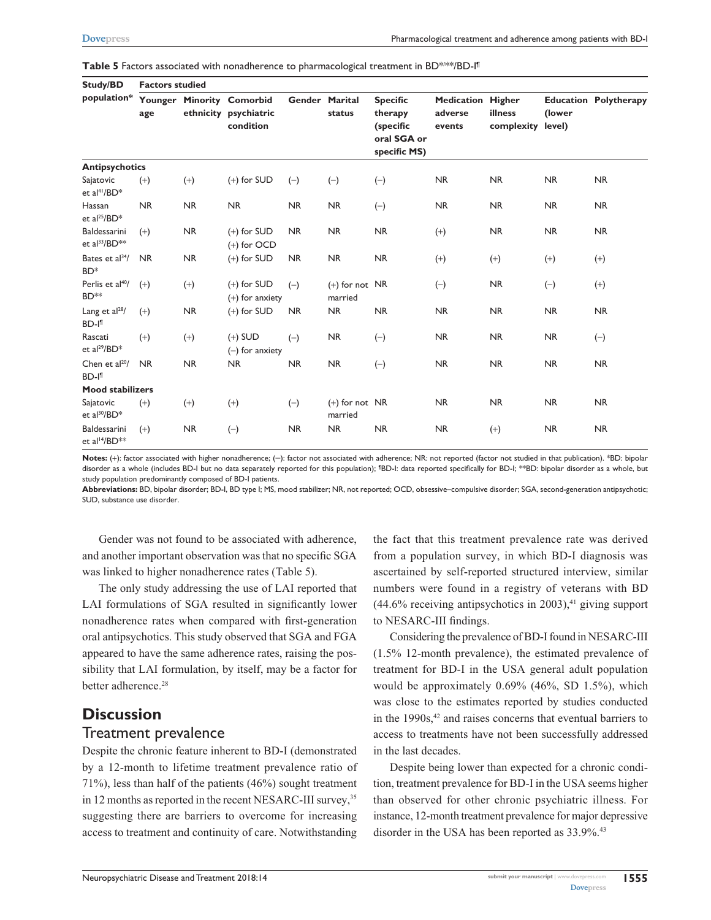**Table 5** Factors associated with nonadherence to pharmacological treatment in BD*/**/BD-I¶

| Study/BD population* | Factors studied | | | | | | | | | |
|---|---|---|---|---|---|---|---|---|---|---|
| | Younger age | Minority ethnicity | Comorbid psychiatric condition | Gender | Marital status | Specific therapy (specific oral SGA or specific MS) | Medication adverse events | Higher illness complexity | Education (lower level) | Polytherapy |
| **Antipsychotics** | | | | | | | | | | |
| Sajatovic et al[41]/BD* | (+) | (+) | (+) for SUD | (–) | (–) | (–) | NR | NR | NR | NR |
| Hassan et al[25]/BD* | NR | NR | NR | NR | NR | (–) | NR | NR | NR | NR |
| Baldessarini et al[33]/BD** | (+) | NR | (+) for SUD (+) for OCD | NR | NR | NR | (+) | NR | NR | NR |
| Bates et al[34]/BD* | NR | NR | (+) for SUD | NR | NR | NR | (+) | (+) | (+) | (+) |
| Perlis et al[40]/BD** | (+) | (+) | (+) for SUD (+) for anxiety | (–) | (+) for not married | NR | (–) | NR | (–) | (+) |
| Lang et al[28]/BD-I¶ | (+) | NR | (+) for SUD | NR | NR | NR | NR | NR | NR | NR |
| Rascati et al[29]/BD* | (+) | (+) | (+) SUD (–) for anxiety | (–) | NR | (–) | NR | NR | NR | (–) |
| Chen et al[20]/BD-I¶ | NR | NR | NR | NR | NR | (–) | NR | NR | NR | NR |
| **Mood stabilizers** | | | | | | | | | | |
| Sajatovic et al[30]/BD* | (+) | (+) | (+) | (–) | (+) for not married | NR | NR | NR | NR | NR |
| Baldessarini et al[14]/BD** | (+) | NR | (–) | NR | NR | NR | NR | (+) | NR | NR |

**Notes:** (+): factor associated with higher nonadherence; (–): factor not associated with adherence; NR: not reported (factor not studied in that publication). *BD: bipolar disorder as a whole (includes BD-I but no data separately reported for this population); ¶BD-I: data reported specifically for BD-I; **BD: bipolar disorder as a whole, but study population predominantly composed of BD-I patients.

**Abbreviations:** BD, bipolar disorder; BD-I, BD type I; MS, mood stabilizer; NR, not reported; OCD, obsessive–compulsive disorder; SGA, second-generation antipsychotic; SUD, substance use disorder.

Gender was not found to be associated with adherence, and another important observation was that no specific SGA was linked to higher nonadherence rates (Table 5).

The only study addressing the use of LAI reported that LAI formulations of SGA resulted in significantly lower nonadherence rates when compared with first-generation oral antipsychotics. This study observed that SGA and FGA appeared to have the same adherence rates, raising the possibility that LAI formulation, by itself, may be a factor for better adherence.[28]

## Discussion

### Treatment prevalence

Despite the chronic feature inherent to BD-I (demonstrated by a 12-month to lifetime treatment prevalence ratio of 71%), less than half of the patients (46%) sought treatment in 12 months as reported in the recent NESARC-III survey,[35] suggesting there are barriers to overcome for increasing access to treatment and continuity of care. Notwithstanding the fact that this treatment prevalence rate was derived from a population survey, in which BD-I diagnosis was ascertained by self-reported structured interview, similar numbers were found in a registry of veterans with BD (44.6% receiving antipsychotics in 2003),[41] giving support to NESARC-III findings.

Considering the prevalence of BD-I found in NESARC-III (1.5% 12-month prevalence), the estimated prevalence of treatment for BD-I in the USA general adult population would be approximately 0.69% (46%, SD 1.5%), which was close to the estimates reported by studies conducted in the 1990s,[42] and raises concerns that eventual barriers to access to treatments have not been successfully addressed in the last decades.

Despite being lower than expected for a chronic condition, treatment prevalence for BD-I in the USA seems higher than observed for other chronic psychiatric illness. For instance, 12-month treatment prevalence for major depressive disorder in the USA has been reported as 33.9%.[43]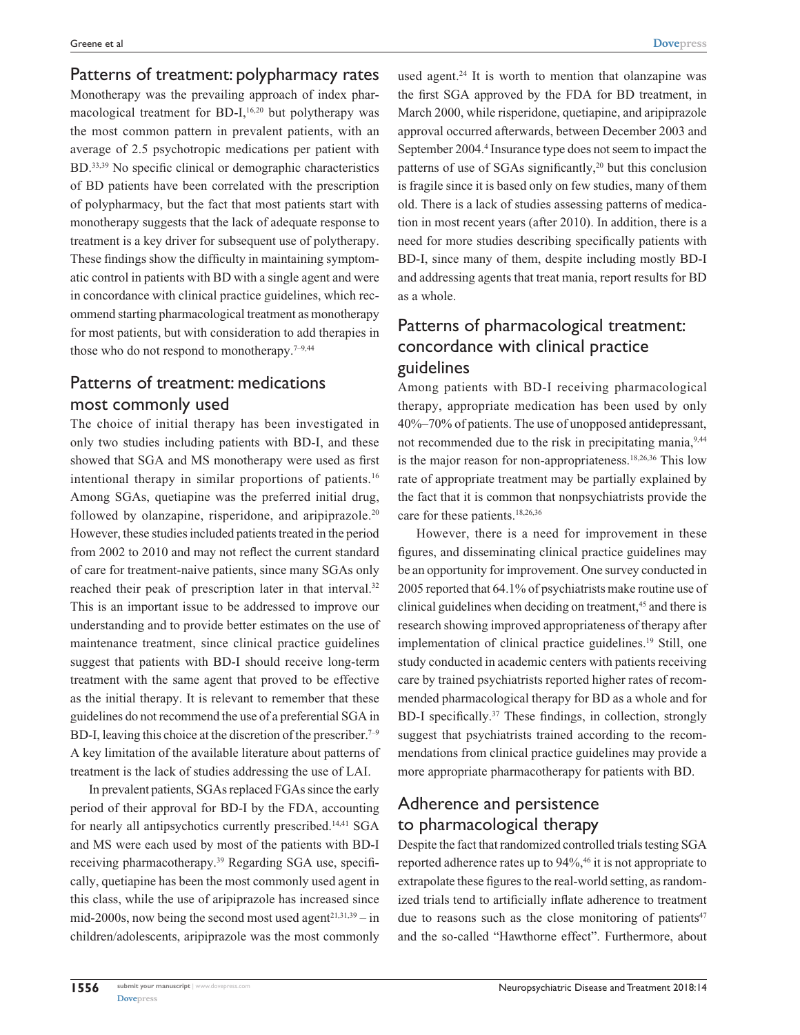## Patterns of treatment: polypharmacy rates

Monotherapy was the prevailing approach of index pharmacological treatment for BD-I,[16,20] but polytherapy was the most common pattern in prevalent patients, with an average of 2.5 psychotropic medications per patient with BD.[33,39] No specific clinical or demographic characteristics of BD patients have been correlated with the prescription of polypharmacy, but the fact that most patients start with monotherapy suggests that the lack of adequate response to treatment is a key driver for subsequent use of polytherapy. These findings show the difficulty in maintaining symptomatic control in patients with BD with a single agent and were in concordance with clinical practice guidelines, which recommend starting pharmacological treatment as monotherapy for most patients, but with consideration to add therapies in those who do not respond to monotherapy.[7–9,44]

## Patterns of treatment: medications most commonly used

The choice of initial therapy has been investigated in only two studies including patients with BD-I, and these showed that SGA and MS monotherapy were used as first intentional therapy in similar proportions of patients.[16] Among SGAs, quetiapine was the preferred initial drug, followed by olanzapine, risperidone, and aripiprazole.[20] However, these studies included patients treated in the period from 2002 to 2010 and may not reflect the current standard of care for treatment-naive patients, since many SGAs only reached their peak of prescription later in that interval.[32] This is an important issue to be addressed to improve our understanding and to provide better estimates on the use of maintenance treatment, since clinical practice guidelines suggest that patients with BD-I should receive long-term treatment with the same agent that proved to be effective as the initial therapy. It is relevant to remember that these guidelines do not recommend the use of a preferential SGA in BD-I, leaving this choice at the discretion of the prescriber.[7–9] A key limitation of the available literature about patterns of treatment is the lack of studies addressing the use of LAI.

In prevalent patients, SGAs replaced FGAs since the early period of their approval for BD-I by the FDA, accounting for nearly all antipsychotics currently prescribed.[14,41] SGA and MS were each used by most of the patients with BD-I receiving pharmacotherapy.[39] Regarding SGA use, specifically, quetiapine has been the most commonly used agent in this class, while the use of aripiprazole has increased since mid-2000s, now being the second most used agent[21,31,39] – in children/adolescents, aripiprazole was the most commonly used agent.[24] It is worth to mention that olanzapine was the first SGA approved by the FDA for BD treatment, in March 2000, while risperidone, quetiapine, and aripiprazole approval occurred afterwards, between December 2003 and September 2004.[4] Insurance type does not seem to impact the patterns of use of SGAs significantly,[20] but this conclusion is fragile since it is based only on few studies, many of them old. There is a lack of studies assessing patterns of medication in most recent years (after 2010). In addition, there is a need for more studies describing specifically patients with BD-I, since many of them, despite including mostly BD-I and addressing agents that treat mania, report results for BD as a whole.

## Patterns of pharmacological treatment: concordance with clinical practice guidelines

Among patients with BD-I receiving pharmacological therapy, appropriate medication has been used by only 40%–70% of patients. The use of unopposed antidepressant, not recommended due to the risk in precipitating mania,[9,44] is the major reason for non-appropriateness.[18,26,36] This low rate of appropriate treatment may be partially explained by the fact that it is common that nonpsychiatrists provide the care for these patients.[18,26,36]

However, there is a need for improvement in these figures, and disseminating clinical practice guidelines may be an opportunity for improvement. One survey conducted in 2005 reported that 64.1% of psychiatrists make routine use of clinical guidelines when deciding on treatment,[45] and there is research showing improved appropriateness of therapy after implementation of clinical practice guidelines.[19] Still, one study conducted in academic centers with patients receiving care by trained psychiatrists reported higher rates of recommended pharmacological therapy for BD as a whole and for BD-I specifically.[37] These findings, in collection, strongly suggest that psychiatrists trained according to the recommendations from clinical practice guidelines may provide a more appropriate pharmacotherapy for patients with BD.

## Adherence and persistence to pharmacological therapy

Despite the fact that randomized controlled trials testing SGA reported adherence rates up to 94%,[46] it is not appropriate to extrapolate these figures to the real-world setting, as randomized trials tend to artificially inflate adherence to treatment due to reasons such as the close monitoring of patients[47] and the so-called "Hawthorne effect". Furthermore, about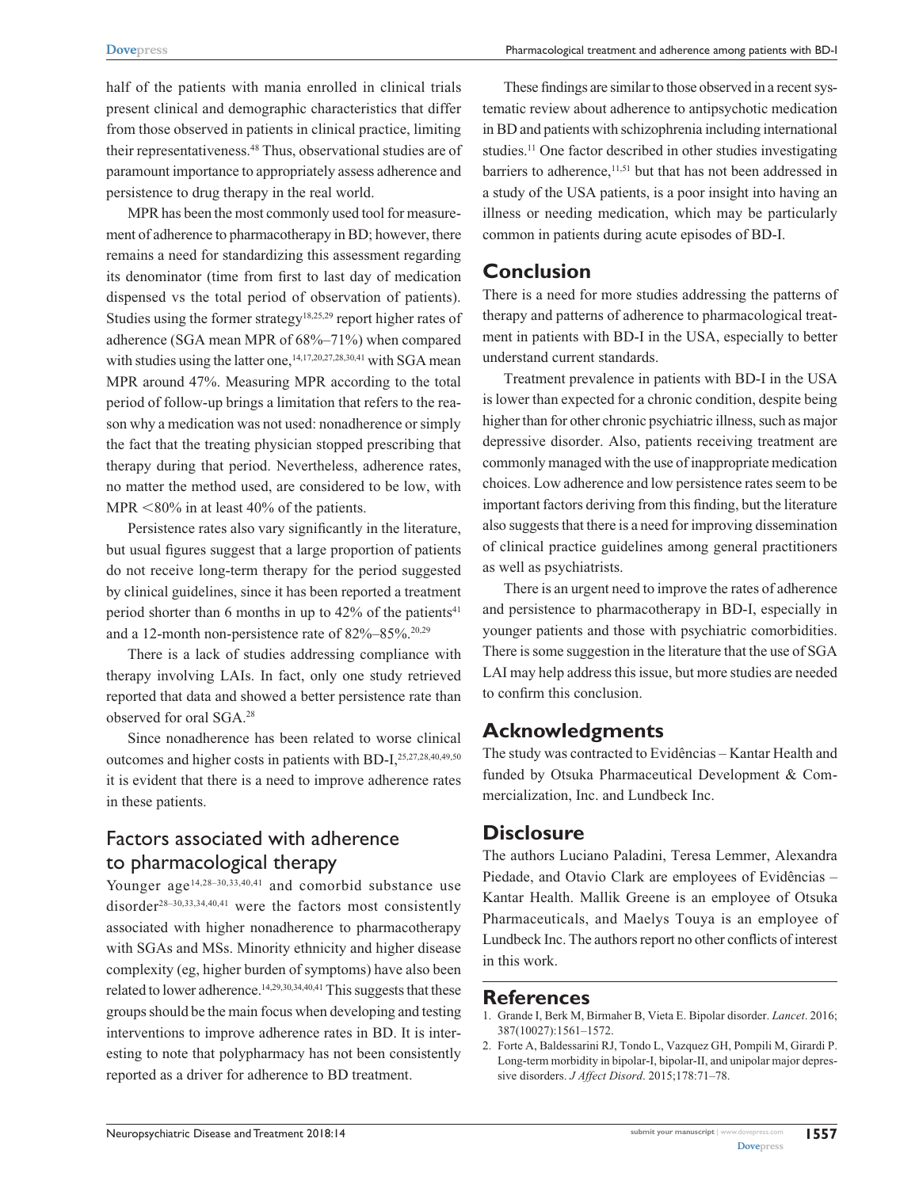half of the patients with mania enrolled in clinical trials present clinical and demographic characteristics that differ from those observed in patients in clinical practice, limiting their representativeness.[48] Thus, observational studies are of paramount importance to appropriately assess adherence and persistence to drug therapy in the real world.

MPR has been the most commonly used tool for measurement of adherence to pharmacotherapy in BD; however, there remains a need for standardizing this assessment regarding its denominator (time from first to last day of medication dispensed vs the total period of observation of patients). Studies using the former strategy[18,25,29] report higher rates of adherence (SGA mean MPR of 68%–71%) when compared with studies using the latter one,[14,17,20,27,28,30,41] with SGA mean MPR around 47%. Measuring MPR according to the total period of follow-up brings a limitation that refers to the reason why a medication was not used: nonadherence or simply the fact that the treating physician stopped prescribing that therapy during that period. Nevertheless, adherence rates, no matter the method used, are considered to be low, with MPR <80% in at least 40% of the patients.

Persistence rates also vary significantly in the literature, but usual figures suggest that a large proportion of patients do not receive long-term therapy for the period suggested by clinical guidelines, since it has been reported a treatment period shorter than 6 months in up to 42% of the patients[41] and a 12-month non-persistence rate of 82%–85%.[20,29]

There is a lack of studies addressing compliance with therapy involving LAIs. In fact, only one study retrieved reported that data and showed a better persistence rate than observed for oral SGA.[28]

Since nonadherence has been related to worse clinical outcomes and higher costs in patients with BD-I,[25,27,28,40,49,50] it is evident that there is a need to improve adherence rates in these patients.

### Factors associated with adherence to pharmacological therapy

Younger age[14,28–30,33,40,41] and comorbid substance use disorder[28–30,33,34,40,41] were the factors most consistently associated with higher nonadherence to pharmacotherapy with SGAs and MSs. Minority ethnicity and higher disease complexity (eg, higher burden of symptoms) have also been related to lower adherence.[14,29,30,34,40,41] This suggests that these groups should be the main focus when developing and testing interventions to improve adherence rates in BD. It is interesting to note that polypharmacy has not been consistently reported as a driver for adherence to BD treatment.

These findings are similar to those observed in a recent systematic review about adherence to antipsychotic medication in BD and patients with schizophrenia including international studies.[11] One factor described in other studies investigating barriers to adherence,[11,51] but that has not been addressed in a study of the USA patients, is a poor insight into having an illness or needing medication, which may be particularly common in patients during acute episodes of BD-I.

## Conclusion

There is a need for more studies addressing the patterns of therapy and patterns of adherence to pharmacological treatment in patients with BD-I in the USA, especially to better understand current standards.

Treatment prevalence in patients with BD-I in the USA is lower than expected for a chronic condition, despite being higher than for other chronic psychiatric illness, such as major depressive disorder. Also, patients receiving treatment are commonly managed with the use of inappropriate medication choices. Low adherence and low persistence rates seem to be important factors deriving from this finding, but the literature also suggests that there is a need for improving dissemination of clinical practice guidelines among general practitioners as well as psychiatrists.

There is an urgent need to improve the rates of adherence and persistence to pharmacotherapy in BD-I, especially in younger patients and those with psychiatric comorbidities. There is some suggestion in the literature that the use of SGA LAI may help address this issue, but more studies are needed to confirm this conclusion.

## Acknowledgments

The study was contracted to Evidências – Kantar Health and funded by Otsuka Pharmaceutical Development & Commercialization, Inc. and Lundbeck Inc.

## Disclosure

The authors Luciano Paladini, Teresa Lemmer, Alexandra Piedade, and Otavio Clark are employees of Evidências – Kantar Health. Mallik Greene is an employee of Otsuka Pharmaceuticals, and Maelys Touya is an employee of Lundbeck Inc. The authors report no other conflicts of interest in this work.

## References

1. Grande I, Berk M, Birmaher B, Vieta E. Bipolar disorder. *Lancet*. 2016; 387(10027):1561–1572.
2. Forte A, Baldessarini RJ, Tondo L, Vazquez GH, Pompili M, Girardi P. Long-term morbidity in bipolar-I, bipolar-II, and unipolar major depressive disorders. *J Affect Disord*. 2015;178:71–78.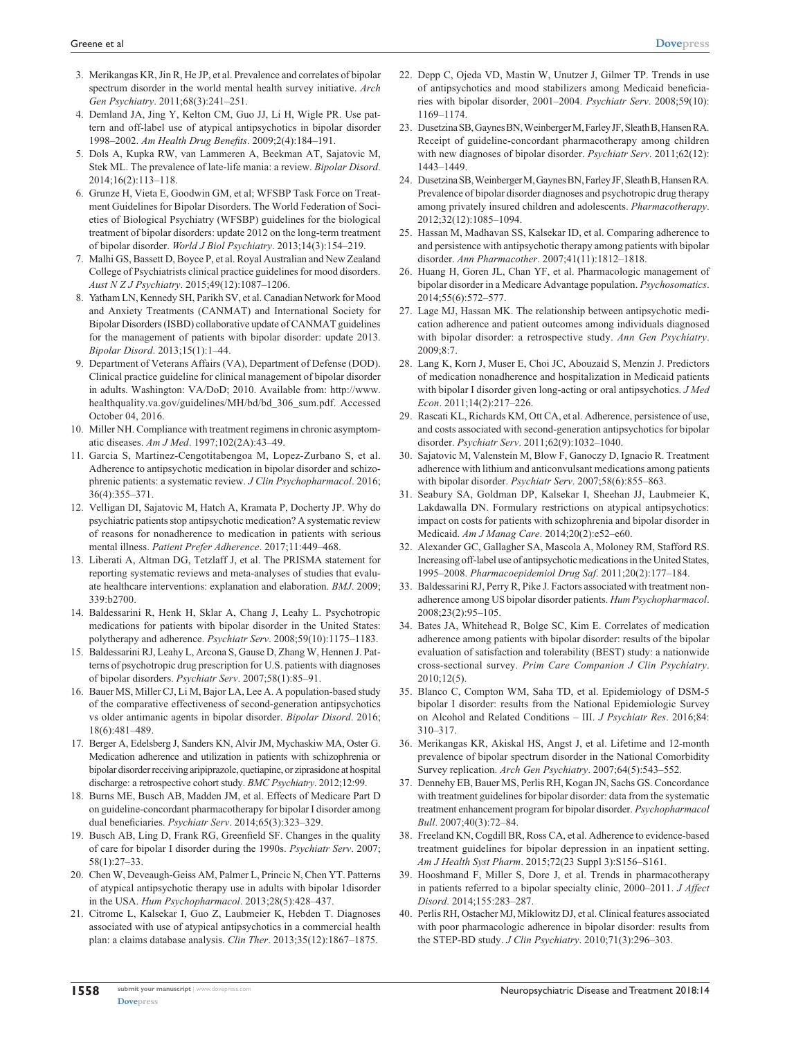3. Merikangas KR, Jin R, He JP, et al. Prevalence and correlates of bipolar spectrum disorder in the world mental health survey initiative. *Arch Gen Psychiatry*. 2011;68(3):241–251.
4. Demland JA, Jing Y, Kelton CM, Guo JJ, Li H, Wigle PR. Use pattern and off-label use of atypical antipsychotics in bipolar disorder 1998–2002. *Am Health Drug Benefits*. 2009;2(4):184–191.
5. Dols A, Kupka RW, van Lammeren A, Beekman AT, Sajatovic M, Stek ML. The prevalence of late-life mania: a review. *Bipolar Disord*. 2014;16(2):113–118.
6. Grunze H, Vieta E, Goodwin GM, et al; WFSBP Task Force on Treatment Guidelines for Bipolar Disorders. The World Federation of Societies of Biological Psychiatry (WFSBP) guidelines for the biological treatment of bipolar disorders: update 2012 on the long-term treatment of bipolar disorder. *World J Biol Psychiatry*. 2013;14(3):154–219.
7. Malhi GS, Bassett D, Boyce P, et al. Royal Australian and New Zealand College of Psychiatrists clinical practice guidelines for mood disorders. *Aust N Z J Psychiatry*. 2015;49(12):1087–1206.
8. Yatham LN, Kennedy SH, Parikh SV, et al. Canadian Network for Mood and Anxiety Treatments (CANMAT) and International Society for Bipolar Disorders (ISBD) collaborative update of CANMAT guidelines for the management of patients with bipolar disorder: update 2013. *Bipolar Disord*. 2013;15(1):1–44.
9. Department of Veterans Affairs (VA), Department of Defense (DOD). Clinical practice guideline for clinical management of bipolar disorder in adults. Washington: VA/DoD; 2010. Available from: http://www.healthquality.va.gov/guidelines/MH/bd/bd_306_sum.pdf. Accessed October 04, 2016.
10. Miller NH. Compliance with treatment regimens in chronic asymptomatic diseases. *Am J Med*. 1997;102(2A):43–49.
11. Garcia S, Martinez-Cengotitabengoa M, Lopez-Zurbano S, et al. Adherence to antipsychotic medication in bipolar disorder and schizophrenic patients: a systematic review. *J Clin Psychopharmacol*. 2016;36(4):355–371.
12. Velligan DI, Sajatovic M, Hatch A, Kramata P, Docherty JP. Why do psychiatric patients stop antipsychotic medication? A systematic review of reasons for nonadherence to medication in patients with serious mental illness. *Patient Prefer Adherence*. 2017;11:449–468.
13. Liberati A, Altman DG, Tetzlaff J, et al. The PRISMA statement for reporting systematic reviews and meta-analyses of studies that evaluate healthcare interventions: explanation and elaboration. *BMJ*. 2009;339:b2700.
14. Baldessarini R, Henk H, Sklar A, Chang J, Leahy L. Psychotropic medications for patients with bipolar disorder in the United States: polytherapy and adherence. *Psychiatr Serv*. 2008;59(10):1175–1183.
15. Baldessarini RJ, Leahy L, Arcona S, Gause D, Zhang W, Hennen J. Patterns of psychotropic drug prescription for U.S. patients with diagnoses of bipolar disorders. *Psychiatr Serv*. 2007;58(1):85–91.
16. Bauer MS, Miller CJ, Li M, Bajor LA, Lee A. A population-based study of the comparative effectiveness of second-generation antipsychotics vs older antimanic agents in bipolar disorder. *Bipolar Disord*. 2016;18(6):481–489.
17. Berger A, Edelsberg J, Sanders KN, Alvir JM, Mychaskiw MA, Oster G. Medication adherence and utilization in patients with schizophrenia or bipolar disorder receiving aripiprazole, quetiapine, or ziprasidone at hospital discharge: a retrospective cohort study. *BMC Psychiatry*. 2012;12:99.
18. Burns ME, Busch AB, Madden JM, et al. Effects of Medicare Part D on guideline-concordant pharmacotherapy for bipolar I disorder among dual beneficiaries. *Psychiatr Serv*. 2014;65(3):323–329.
19. Busch AB, Ling D, Frank RG, Greenfield SF. Changes in the quality of care for bipolar I disorder during the 1990s. *Psychiatr Serv*. 2007;58(1):27–33.
20. Chen W, Deveaugh-Geiss AM, Palmer L, Princic N, Chen YT. Patterns of atypical antipsychotic therapy use in adults with bipolar 1disorder in the USA. *Hum Psychopharmacol*. 2013;28(5):428–437.
21. Citrome L, Kalsekar I, Guo Z, Laubmeier K, Hebden T. Diagnoses associated with use of atypical antipsychotics in a commercial health plan: a claims database analysis. *Clin Ther*. 2013;35(12):1867–1875.
22. Depp C, Ojeda VD, Mastin W, Unutzer J, Gilmer TP. Trends in use of antipsychotics and mood stabilizers among Medicaid beneficiaries with bipolar disorder, 2001–2004. *Psychiatr Serv*. 2008;59(10):1169–1174.
23. Dusetzina SB, Gaynes BN, Weinberger M, Farley JF, Sleath B, Hansen RA. Receipt of guideline-concordant pharmacotherapy among children with new diagnoses of bipolar disorder. *Psychiatr Serv*. 2011;62(12):1443–1449.
24. Dusetzina SB, Weinberger M, Gaynes BN, Farley JF, Sleath B, Hansen RA. Prevalence of bipolar disorder diagnoses and psychotropic drug therapy among privately insured children and adolescents. *Pharmacotherapy*. 2012;32(12):1085–1094.
25. Hassan M, Madhavan SS, Kalsekar ID, et al. Comparing adherence to and persistence with antipsychotic therapy among patients with bipolar disorder. *Ann Pharmacother*. 2007;41(11):1812–1818.
26. Huang H, Goren JL, Chan YF, et al. Pharmacologic management of bipolar disorder in a Medicare Advantage population. *Psychosomatics*. 2014;55(6):572–577.
27. Lage MJ, Hassan MK. The relationship between antipsychotic medication adherence and patient outcomes among individuals diagnosed with bipolar disorder: a retrospective study. *Ann Gen Psychiatry*. 2009;8:7.
28. Lang K, Korn J, Muser E, Choi JC, Abouzaid S, Menzin J. Predictors of medication nonadherence and hospitalization in Medicaid patients with bipolar I disorder given long-acting or oral antipsychotics. *J Med Econ*. 2011;14(2):217–226.
29. Rascati KL, Richards KM, Ott CA, et al. Adherence, persistence of use, and costs associated with second-generation antipsychotics for bipolar disorder. *Psychiatr Serv*. 2011;62(9):1032–1040.
30. Sajatovic M, Valenstein M, Blow F, Ganoczy D, Ignacio R. Treatment adherence with lithium and anticonvulsant medications among patients with bipolar disorder. *Psychiatr Serv*. 2007;58(6):855–863.
31. Seabury SA, Goldman DP, Kalsekar I, Sheehan JJ, Laubmeier K, Lakdawalla DN. Formulary restrictions on atypical antipsychotics: impact on costs for patients with schizophrenia and bipolar disorder in Medicaid. *Am J Manag Care*. 2014;20(2):e52–e60.
32. Alexander GC, Gallagher SA, Mascola A, Moloney RM, Stafford RS. Increasing off-label use of antipsychotic medications in the United States, 1995–2008. *Pharmacoepidemiol Drug Saf*. 2011;20(2):177–184.
33. Baldessarini RJ, Perry R, Pike J. Factors associated with treatment nonadherence among US bipolar disorder patients. *Hum Psychopharmacol*. 2008;23(2):95–105.
34. Bates JA, Whitehead R, Bolge SC, Kim E. Correlates of medication adherence among patients with bipolar disorder: results of the bipolar evaluation of satisfaction and tolerability (BEST) study: a nationwide cross-sectional survey. *Prim Care Companion J Clin Psychiatry*. 2010;12(5).
35. Blanco C, Compton WM, Saha TD, et al. Epidemiology of DSM-5 bipolar I disorder: results from the National Epidemiologic Survey on Alcohol and Related Conditions – III. *J Psychiatr Res*. 2016;84:310–317.
36. Merikangas KR, Akiskal HS, Angst J, et al. Lifetime and 12-month prevalence of bipolar spectrum disorder in the National Comorbidity Survey replication. *Arch Gen Psychiatry*. 2007;64(5):543–552.
37. Dennehy EB, Bauer MS, Perlis RH, Kogan JN, Sachs GS. Concordance with treatment guidelines for bipolar disorder: data from the systematic treatment enhancement program for bipolar disorder. *Psychopharmacol Bull*. 2007;40(3):72–84.
38. Freeland KN, Cogdill BR, Ross CA, et al. Adherence to evidence-based treatment guidelines for bipolar depression in an inpatient setting. *Am J Health Syst Pharm*. 2015;72(23 Suppl 3):S156–S161.
39. Hooshmand F, Miller S, Dore J, et al. Trends in pharmacotherapy in patients referred to a bipolar specialty clinic, 2000–2011. *J Affect Disord*. 2014;155:283–287.
40. Perlis RH, Ostacher MJ, Miklowitz DJ, et al. Clinical features associated with poor pharmacologic adherence in bipolar disorder: results from the STEP-BD study. *J Clin Psychiatry*. 2010;71(3):296–303.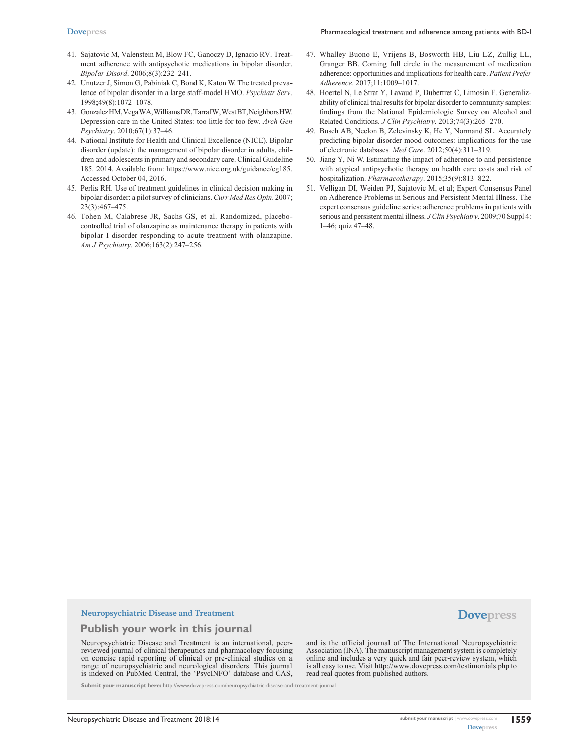41. Sajatovic M, Valenstein M, Blow FC, Ganoczy D, Ignacio RV. Treatment adherence with antipsychotic medications in bipolar disorder. *Bipolar Disord*. 2006;8(3):232–241.
42. Unutzer J, Simon G, Pabiniak C, Bond K, Katon W. The treated prevalence of bipolar disorder in a large staff-model HMO. *Psychiatr Serv*. 1998;49(8):1072–1078.
43. Gonzalez HM, Vega WA, Williams DR, Tarraf W, West BT, Neighbors HW. Depression care in the United States: too little for too few. *Arch Gen Psychiatry*. 2010;67(1):37–46.
44. National Institute for Health and Clinical Excellence (NICE). Bipolar disorder (update): the management of bipolar disorder in adults, children and adolescents in primary and secondary care. Clinical Guideline 185. 2014. Available from: https://www.nice.org.uk/guidance/cg185. Accessed October 04, 2016.
45. Perlis RH. Use of treatment guidelines in clinical decision making in bipolar disorder: a pilot survey of clinicians. *Curr Med Res Opin*. 2007; 23(3):467–475.
46. Tohen M, Calabrese JR, Sachs GS, et al. Randomized, placebo-controlled trial of olanzapine as maintenance therapy in patients with bipolar I disorder responding to acute treatment with olanzapine. *Am J Psychiatry*. 2006;163(2):247–256.
47. Whalley Buono E, Vrijens B, Bosworth HB, Liu LZ, Zullig LL, Granger BB. Coming full circle in the measurement of medication adherence: opportunities and implications for health care. *Patient Prefer Adherence*. 2017;11:1009–1017.
48. Hoertel N, Le Strat Y, Lavaud P, Dubertret C, Limosin F. Generalizability of clinical trial results for bipolar disorder to community samples: findings from the National Epidemiologic Survey on Alcohol and Related Conditions. *J Clin Psychiatry*. 2013;74(3):265–270.
49. Busch AB, Neelon B, Zelevinsky K, He Y, Normand SL. Accurately predicting bipolar disorder mood outcomes: implications for the use of electronic databases. *Med Care*. 2012;50(4):311–319.
50. Jiang Y, Ni W. Estimating the impact of adherence to and persistence with atypical antipsychotic therapy on health care costs and risk of hospitalization. *Pharmacotherapy*. 2015;35(9):813–822.
51. Velligan DI, Weiden PJ, Sajatovic M, et al; Expert Consensus Panel on Adherence Problems in Serious and Persistent Mental Illness. The expert consensus guideline series: adherence problems in patients with serious and persistent mental illness. *J Clin Psychiatry*. 2009;70 Suppl 4: 1–46; quiz 47–48.

**Neuropsychiatric Disease and Treatment**

**Dovepress**

## Publish your work in this journal

Neuropsychiatric Disease and Treatment is an international, peer-reviewed journal of clinical therapeutics and pharmacology focusing on concise rapid reporting of clinical or pre-clinical studies on a range of neuropsychiatric and neurological disorders. This journal is indexed on PubMed Central, the 'PsycINFO' database and CAS, and is the official journal of The International Neuropsychiatric Association (INA). The manuscript management system is completely online and includes a very quick and fair peer-review system, which is all easy to use. Visit http://www.dovepress.com/testimonials.php to read real quotes from published authors.

**Submit your manuscript here:** http://www.dovepress.com/neuropsychiatric-disease-and-treatment-journal